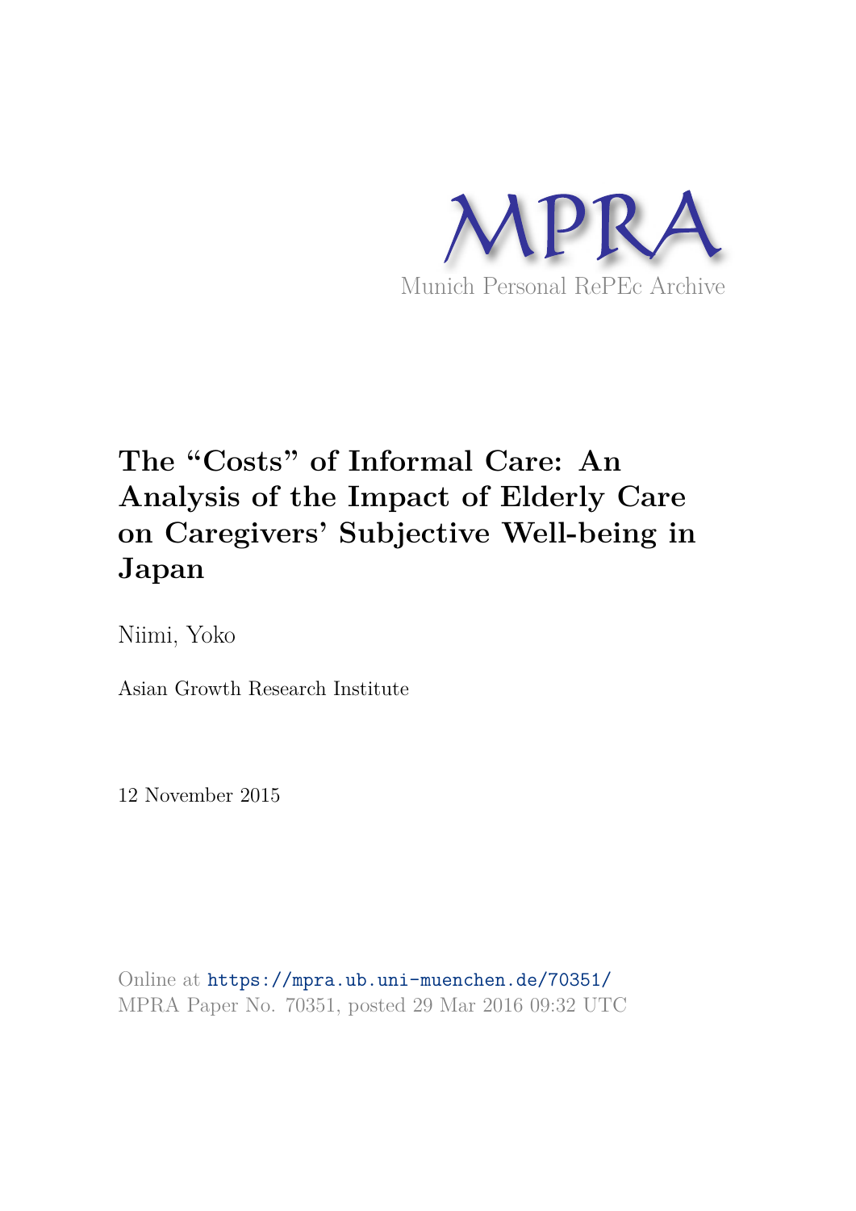MPRA

Munich Personal RePEc Archive

# The "Costs" of Informal Care: An Analysis of the Impact of Elderly Care on Caregivers' Subjective Well-being in Japan

Niimi, Yoko

Asian Growth Research Institute

12 November 2015

Online at https://mpra.ub.uni-muenchen.de/70351/
MPRA Paper No. 70351, posted 29 Mar 2016 09:32 UTC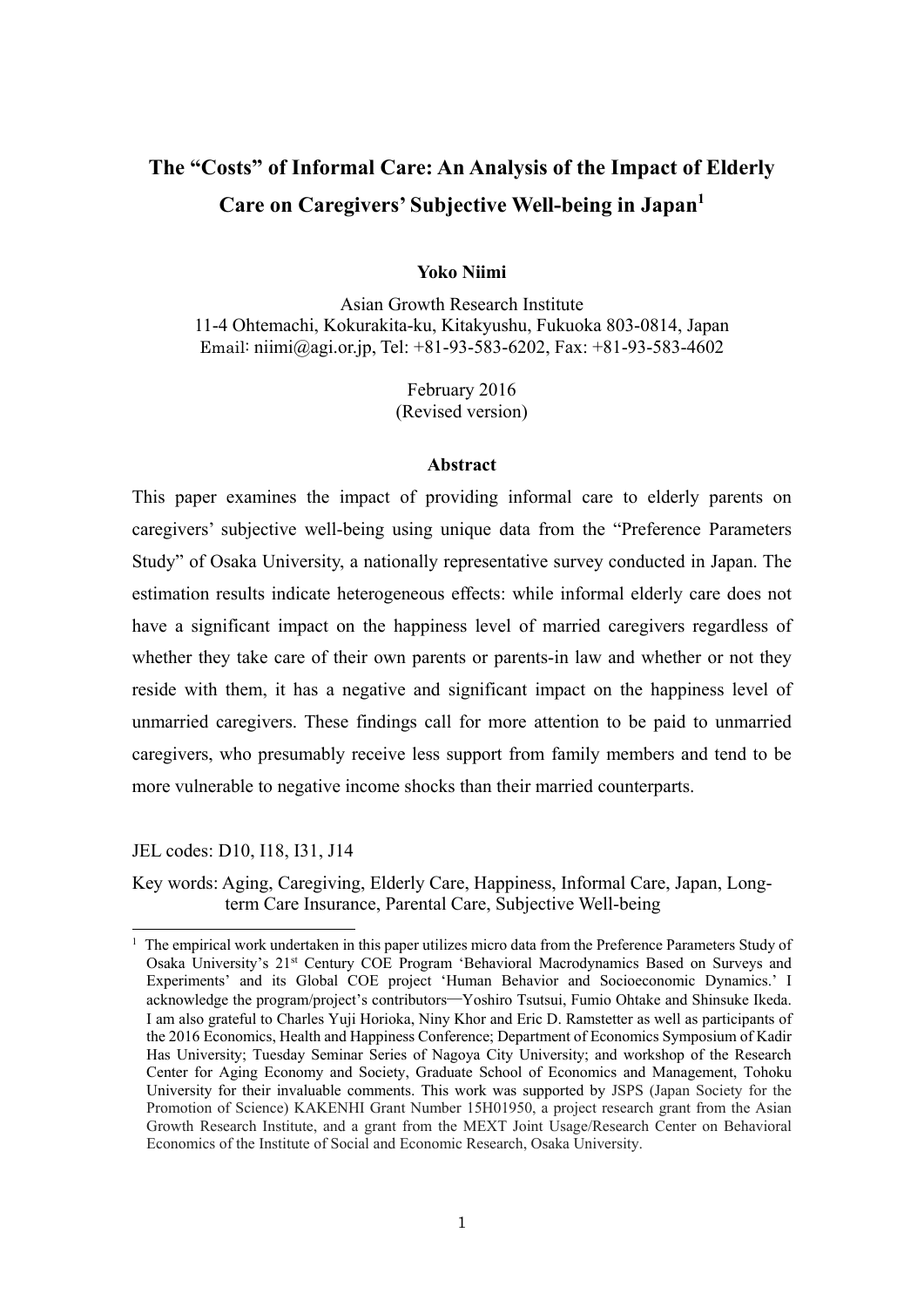# The "Costs" of Informal Care: An Analysis of the Impact of Elderly Care on Caregivers' Subjective Well-being in Japan[1]

**Yoko Niimi**

Asian Growth Research Institute
11-4 Ohtemachi, Kokurakita-ku, Kitakyushu, Fukuoka 803-0814, Japan
Email: niimi@agi.or.jp, Tel: +81-93-583-6202, Fax: +81-93-583-4602

February 2016
(Revised version)

## Abstract

This paper examines the impact of providing informal care to elderly parents on caregivers' subjective well-being using unique data from the "Preference Parameters Study" of Osaka University, a nationally representative survey conducted in Japan. The estimation results indicate heterogeneous effects: while informal elderly care does not have a significant impact on the happiness level of married caregivers regardless of whether they take care of their own parents or parents-in law and whether or not they reside with them, it has a negative and significant impact on the happiness level of unmarried caregivers. These findings call for more attention to be paid to unmarried caregivers, who presumably receive less support from family members and tend to be more vulnerable to negative income shocks than their married counterparts.

JEL codes: D10, I18, I31, J14

Key words: Aging, Caregiving, Elderly Care, Happiness, Informal Care, Japan, Long-term Care Insurance, Parental Care, Subjective Well-being

---

[1] The empirical work undertaken in this paper utilizes micro data from the Preference Parameters Study of Osaka University's 21st Century COE Program 'Behavioral Macrodynamics Based on Surveys and Experiments' and its Global COE project 'Human Behavior and Socioeconomic Dynamics.' I acknowledge the program/project's contributors—Yoshiro Tsutsui, Fumio Ohtake and Shinsuke Ikeda. I am also grateful to Charles Yuji Horioka, Niny Khor and Eric D. Ramstetter as well as participants of the 2016 Economics, Health and Happiness Conference; Department of Economics Symposium of Kadir Has University; Tuesday Seminar Series of Nagoya City University; and workshop of the Research Center for Aging Economy and Society, Graduate School of Economics and Management, Tohoku University for their invaluable comments. This work was supported by JSPS (Japan Society for the Promotion of Science) KAKENHI Grant Number 15H01950, a project research grant from the Asian Growth Research Institute, and a grant from the MEXT Joint Usage/Research Center on Behavioral Economics of the Institute of Social and Economic Research, Osaka University.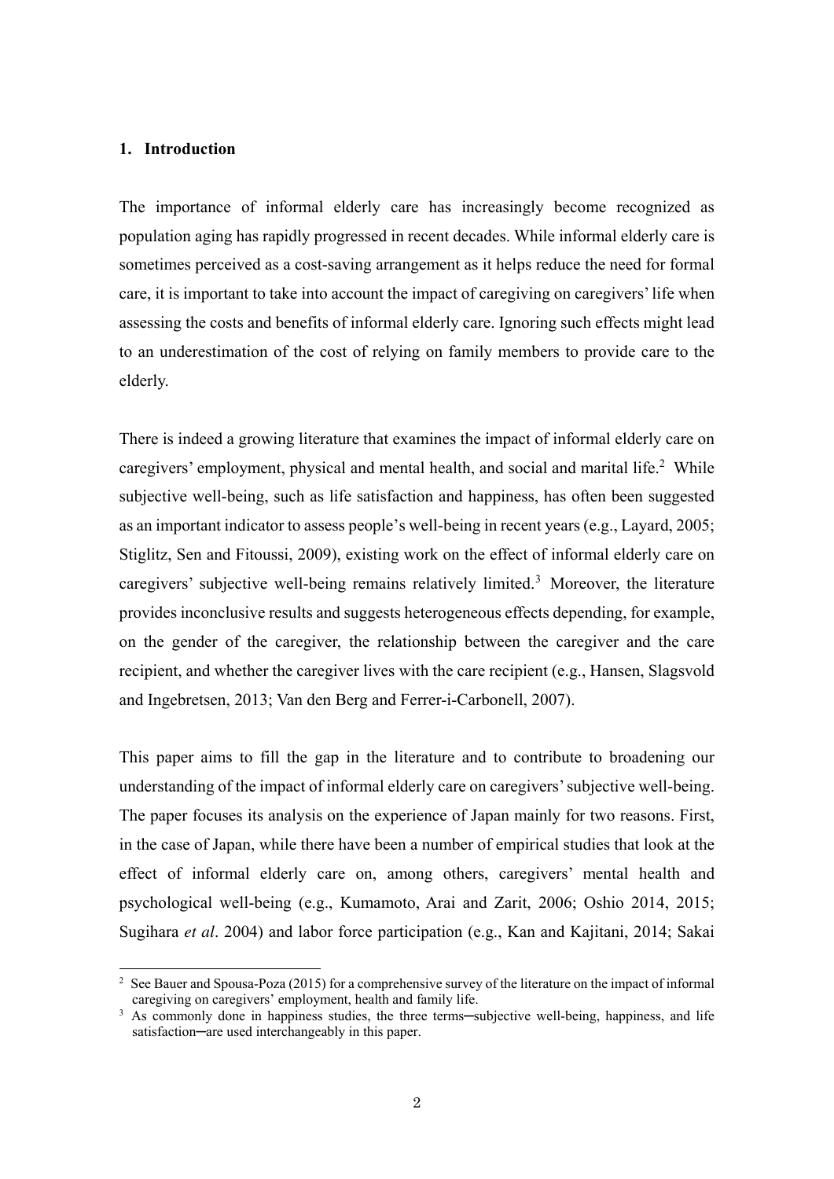## 1. Introduction

The importance of informal elderly care has increasingly become recognized as population aging has rapidly progressed in recent decades. While informal elderly care is sometimes perceived as a cost-saving arrangement as it helps reduce the need for formal care, it is important to take into account the impact of caregiving on caregivers' life when assessing the costs and benefits of informal elderly care. Ignoring such effects might lead to an underestimation of the cost of relying on family members to provide care to the elderly.

There is indeed a growing literature that examines the impact of informal elderly care on caregivers' employment, physical and mental health, and social and marital life.[2] While subjective well-being, such as life satisfaction and happiness, has often been suggested as an important indicator to assess people's well-being in recent years (e.g., Layard, 2005; Stiglitz, Sen and Fitoussi, 2009), existing work on the effect of informal elderly care on caregivers' subjective well-being remains relatively limited.[3] Moreover, the literature provides inconclusive results and suggests heterogeneous effects depending, for example, on the gender of the caregiver, the relationship between the caregiver and the care recipient, and whether the caregiver lives with the care recipient (e.g., Hansen, Slagsvold and Ingebretsen, 2013; Van den Berg and Ferrer-i-Carbonell, 2007).

This paper aims to fill the gap in the literature and to contribute to broadening our understanding of the impact of informal elderly care on caregivers' subjective well-being. The paper focuses its analysis on the experience of Japan mainly for two reasons. First, in the case of Japan, while there have been a number of empirical studies that look at the effect of informal elderly care on, among others, caregivers' mental health and psychological well-being (e.g., Kumamoto, Arai and Zarit, 2006; Oshio 2014, 2015; Sugihara *et al*. 2004) and labor force participation (e.g., Kan and Kajitani, 2014; Sakai

---

[2] See Bauer and Spousa-Poza (2015) for a comprehensive survey of the literature on the impact of informal caregiving on caregivers' employment, health and family life.

[3] As commonly done in happiness studies, the three terms─subjective well-being, happiness, and life satisfaction─are used interchangeably in this paper.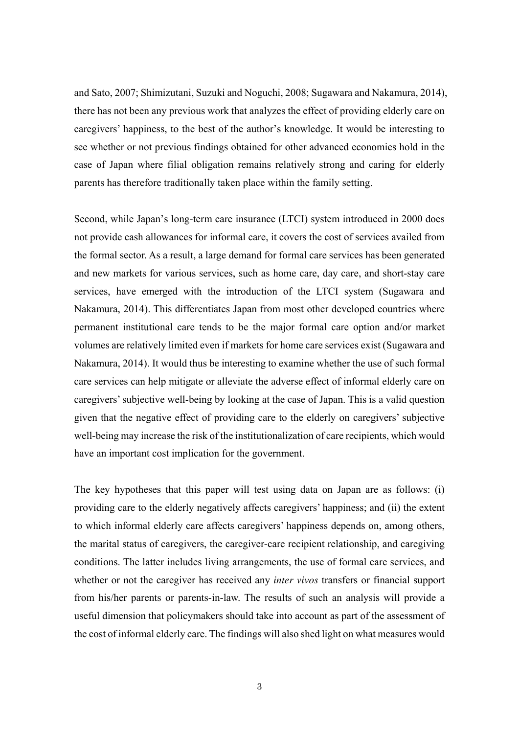and Sato, 2007; Shimizutani, Suzuki and Noguchi, 2008; Sugawara and Nakamura, 2014), there has not been any previous work that analyzes the effect of providing elderly care on caregivers' happiness, to the best of the author's knowledge. It would be interesting to see whether or not previous findings obtained for other advanced economies hold in the case of Japan where filial obligation remains relatively strong and caring for elderly parents has therefore traditionally taken place within the family setting.

Second, while Japan's long-term care insurance (LTCI) system introduced in 2000 does not provide cash allowances for informal care, it covers the cost of services availed from the formal sector. As a result, a large demand for formal care services has been generated and new markets for various services, such as home care, day care, and short-stay care services, have emerged with the introduction of the LTCI system (Sugawara and Nakamura, 2014). This differentiates Japan from most other developed countries where permanent institutional care tends to be the major formal care option and/or market volumes are relatively limited even if markets for home care services exist (Sugawara and Nakamura, 2014). It would thus be interesting to examine whether the use of such formal care services can help mitigate or alleviate the adverse effect of informal elderly care on caregivers' subjective well-being by looking at the case of Japan. This is a valid question given that the negative effect of providing care to the elderly on caregivers' subjective well-being may increase the risk of the institutionalization of care recipients, which would have an important cost implication for the government.

The key hypotheses that this paper will test using data on Japan are as follows: (i) providing care to the elderly negatively affects caregivers' happiness; and (ii) the extent to which informal elderly care affects caregivers' happiness depends on, among others, the marital status of caregivers, the caregiver-care recipient relationship, and caregiving conditions. The latter includes living arrangements, the use of formal care services, and whether or not the caregiver has received any *inter vivos* transfers or financial support from his/her parents or parents-in-law. The results of such an analysis will provide a useful dimension that policymakers should take into account as part of the assessment of the cost of informal elderly care. The findings will also shed light on what measures would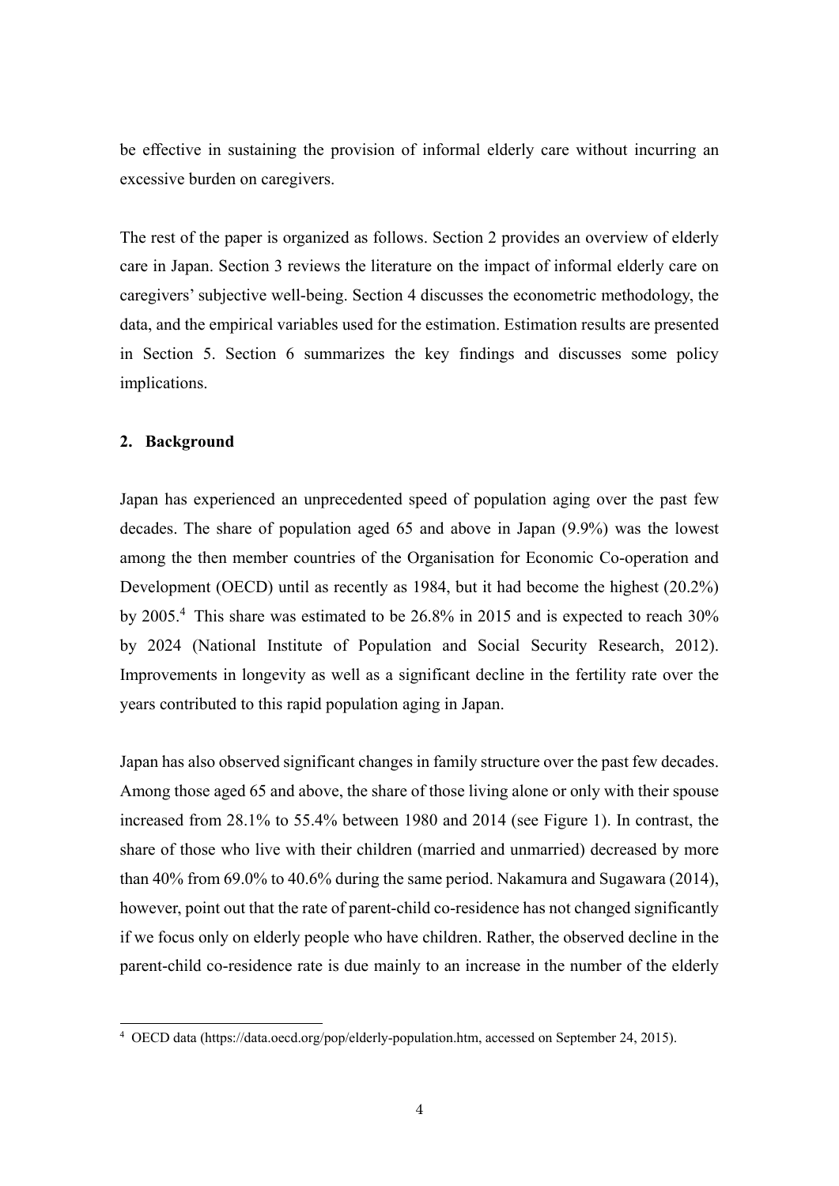be effective in sustaining the provision of informal elderly care without incurring an excessive burden on caregivers.

The rest of the paper is organized as follows. Section 2 provides an overview of elderly care in Japan. Section 3 reviews the literature on the impact of informal elderly care on caregivers' subjective well-being. Section 4 discusses the econometric methodology, the data, and the empirical variables used for the estimation. Estimation results are presented in Section 5. Section 6 summarizes the key findings and discusses some policy implications.

## 2. Background

Japan has experienced an unprecedented speed of population aging over the past few decades. The share of population aged 65 and above in Japan (9.9%) was the lowest among the then member countries of the Organisation for Economic Co-operation and Development (OECD) until as recently as 1984, but it had become the highest (20.2%) by 2005.[4] This share was estimated to be 26.8% in 2015 and is expected to reach 30% by 2024 (National Institute of Population and Social Security Research, 2012). Improvements in longevity as well as a significant decline in the fertility rate over the years contributed to this rapid population aging in Japan.

Japan has also observed significant changes in family structure over the past few decades. Among those aged 65 and above, the share of those living alone or only with their spouse increased from 28.1% to 55.4% between 1980 and 2014 (see Figure 1). In contrast, the share of those who live with their children (married and unmarried) decreased by more than 40% from 69.0% to 40.6% during the same period. Nakamura and Sugawara (2014), however, point out that the rate of parent-child co-residence has not changed significantly if we focus only on elderly people who have children. Rather, the observed decline in the parent-child co-residence rate is due mainly to an increase in the number of the elderly

[4] OECD data (https://data.oecd.org/pop/elderly-population.htm, accessed on September 24, 2015).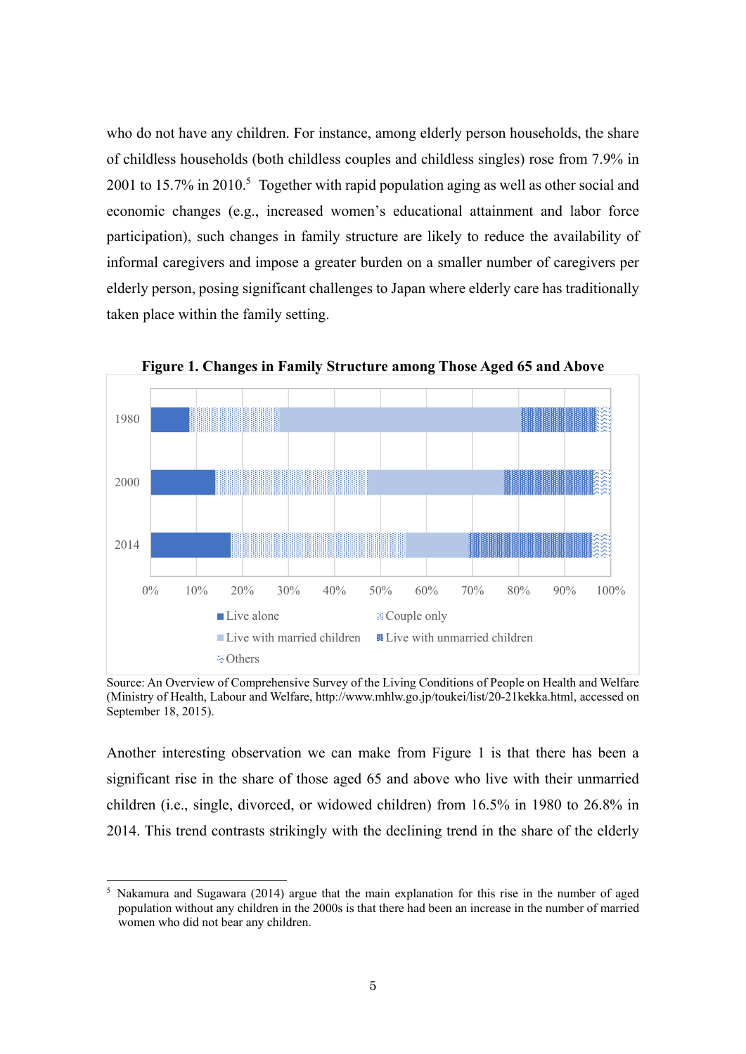who do not have any children. For instance, among elderly person households, the share of childless households (both childless couples and childless singles) rose from 7.9% in 2001 to 15.7% in 2010.[5] Together with rapid population aging as well as other social and economic changes (e.g., increased women's educational attainment and labor force participation), such changes in family structure are likely to reduce the availability of informal caregivers and impose a greater burden on a smaller number of caregivers per elderly person, posing significant challenges to Japan where elderly care has traditionally taken place within the family setting.

**Figure 1. Changes in Family Structure among Those Aged 65 and Above**

Source: An Overview of Comprehensive Survey of the Living Conditions of People on Health and Welfare (Ministry of Health, Labour and Welfare, http://www.mhlw.go.jp/toukei/list/20-21kekka.html, accessed on September 18, 2015).

Another interesting observation we can make from Figure 1 is that there has been a significant rise in the share of those aged 65 and above who live with their unmarried children (i.e., single, divorced, or widowed children) from 16.5% in 1980 to 26.8% in 2014. This trend contrasts strikingly with the declining trend in the share of the elderly

---

[5] Nakamura and Sugawara (2014) argue that the main explanation for this rise in the number of aged population without any children in the 2000s is that there had been an increase in the number of married women who did not bear any children.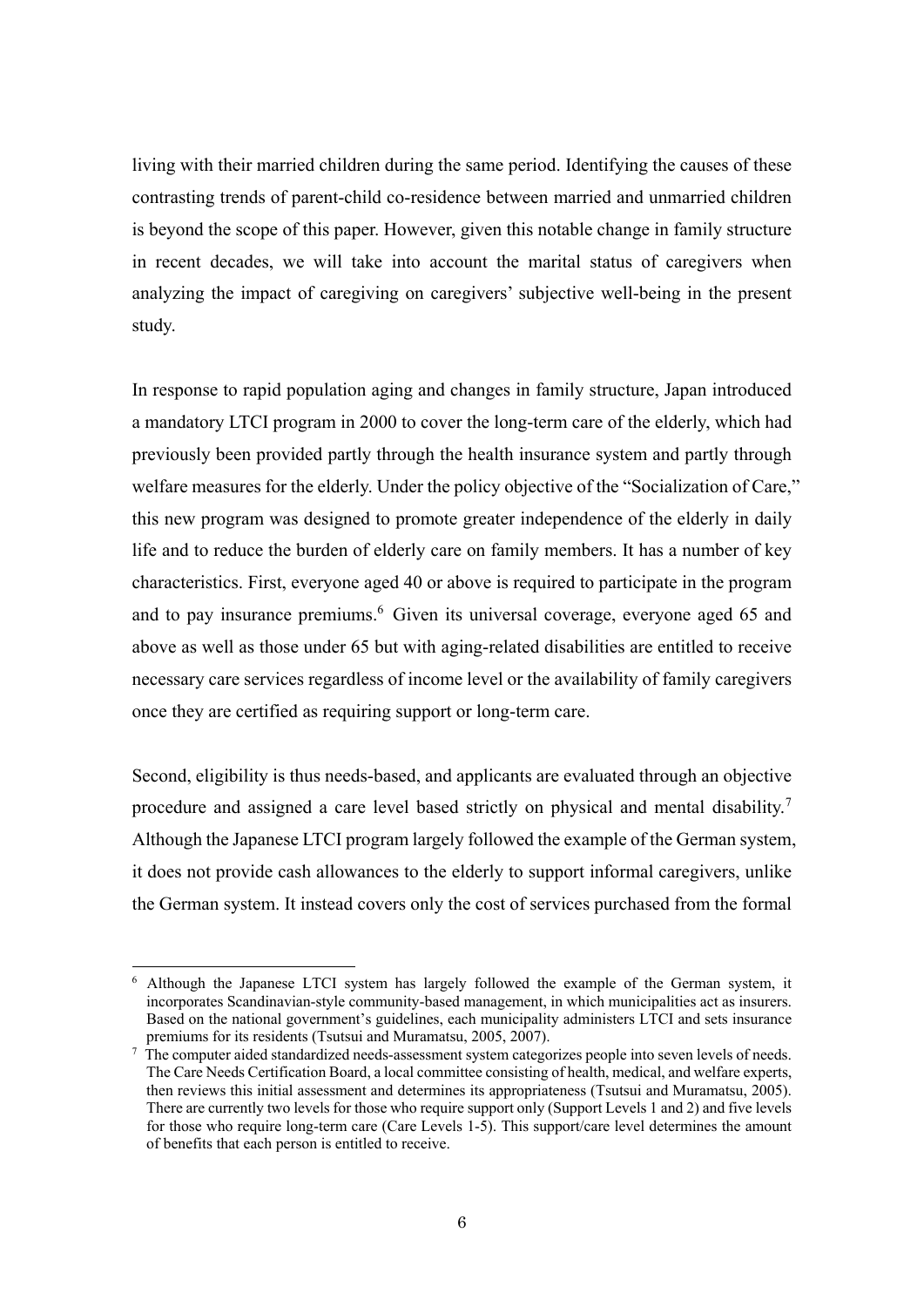living with their married children during the same period. Identifying the causes of these contrasting trends of parent-child co-residence between married and unmarried children is beyond the scope of this paper. However, given this notable change in family structure in recent decades, we will take into account the marital status of caregivers when analyzing the impact of caregiving on caregivers' subjective well-being in the present study.

In response to rapid population aging and changes in family structure, Japan introduced a mandatory LTCI program in 2000 to cover the long-term care of the elderly, which had previously been provided partly through the health insurance system and partly through welfare measures for the elderly. Under the policy objective of the "Socialization of Care," this new program was designed to promote greater independence of the elderly in daily life and to reduce the burden of elderly care on family members. It has a number of key characteristics. First, everyone aged 40 or above is required to participate in the program and to pay insurance premiums.[6] Given its universal coverage, everyone aged 65 and above as well as those under 65 but with aging-related disabilities are entitled to receive necessary care services regardless of income level or the availability of family caregivers once they are certified as requiring support or long-term care.

Second, eligibility is thus needs-based, and applicants are evaluated through an objective procedure and assigned a care level based strictly on physical and mental disability.[7] Although the Japanese LTCI program largely followed the example of the German system, it does not provide cash allowances to the elderly to support informal caregivers, unlike the German system. It instead covers only the cost of services purchased from the formal

---

[6] Although the Japanese LTCI system has largely followed the example of the German system, it incorporates Scandinavian-style community-based management, in which municipalities act as insurers. Based on the national government's guidelines, each municipality administers LTCI and sets insurance premiums for its residents (Tsutsui and Muramatsu, 2005, 2007).

[7] The computer aided standardized needs-assessment system categorizes people into seven levels of needs. The Care Needs Certification Board, a local committee consisting of health, medical, and welfare experts, then reviews this initial assessment and determines its appropriateness (Tsutsui and Muramatsu, 2005). There are currently two levels for those who require support only (Support Levels 1 and 2) and five levels for those who require long-term care (Care Levels 1-5). This support/care level determines the amount of benefits that each person is entitled to receive.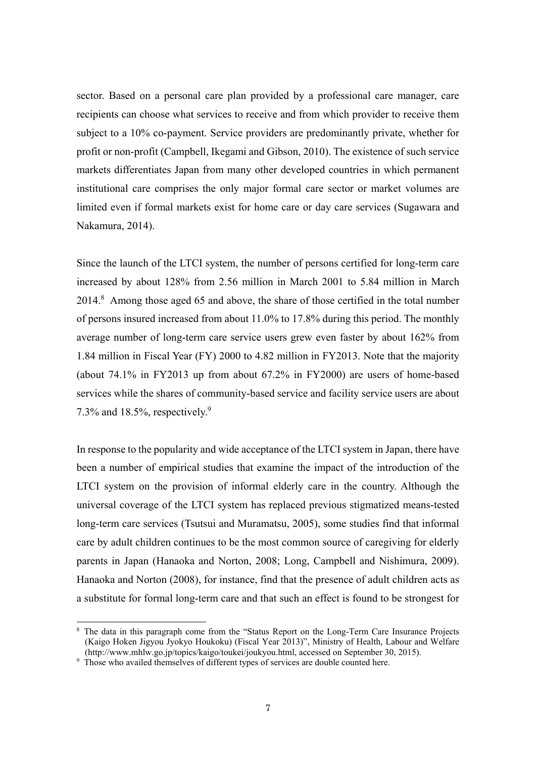sector. Based on a personal care plan provided by a professional care manager, care recipients can choose what services to receive and from which provider to receive them subject to a 10% co-payment. Service providers are predominantly private, whether for profit or non-profit (Campbell, Ikegami and Gibson, 2010). The existence of such service markets differentiates Japan from many other developed countries in which permanent institutional care comprises the only major formal care sector or market volumes are limited even if formal markets exist for home care or day care services (Sugawara and Nakamura, 2014).

Since the launch of the LTCI system, the number of persons certified for long-term care increased by about 128% from 2.56 million in March 2001 to 5.84 million in March 2014.[8] Among those aged 65 and above, the share of those certified in the total number of persons insured increased from about 11.0% to 17.8% during this period. The monthly average number of long-term care service users grew even faster by about 162% from 1.84 million in Fiscal Year (FY) 2000 to 4.82 million in FY2013. Note that the majority (about 74.1% in FY2013 up from about 67.2% in FY2000) are users of home-based services while the shares of community-based service and facility service users are about 7.3% and 18.5%, respectively.[9]

In response to the popularity and wide acceptance of the LTCI system in Japan, there have been a number of empirical studies that examine the impact of the introduction of the LTCI system on the provision of informal elderly care in the country. Although the universal coverage of the LTCI system has replaced previous stigmatized means-tested long-term care services (Tsutsui and Muramatsu, 2005), some studies find that informal care by adult children continues to be the most common source of caregiving for elderly parents in Japan (Hanaoka and Norton, 2008; Long, Campbell and Nishimura, 2009). Hanaoka and Norton (2008), for instance, find that the presence of adult children acts as a substitute for formal long-term care and that such an effect is found to be strongest for

[8] The data in this paragraph come from the "Status Report on the Long-Term Care Insurance Projects (Kaigo Hoken Jigyou Jyokyo Houkoku) (Fiscal Year 2013)", Ministry of Health, Labour and Welfare (http://www.mhlw.go.jp/topics/kaigo/toukei/joukyou.html, accessed on September 30, 2015).

[9] Those who availed themselves of different types of services are double counted here.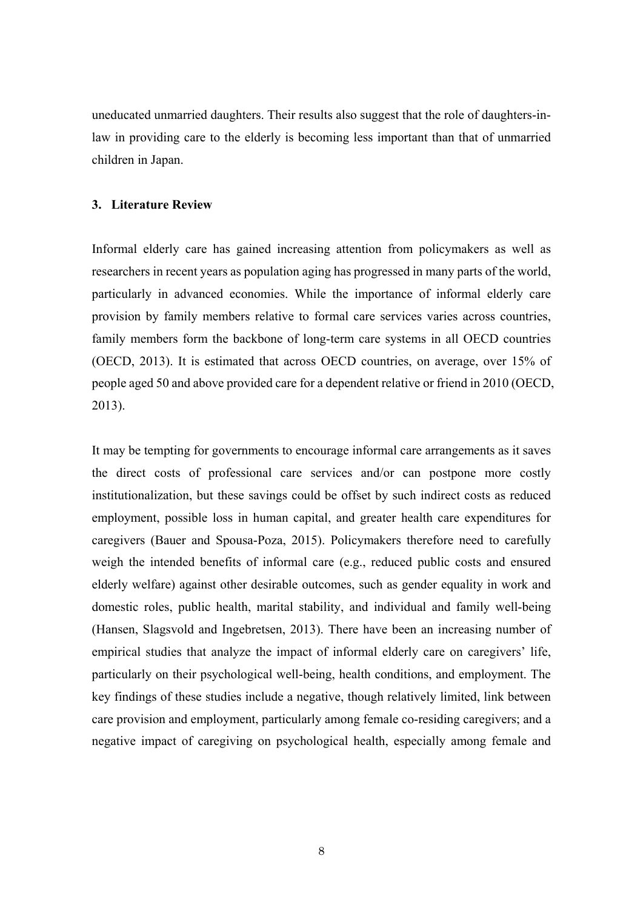uneducated unmarried daughters. Their results also suggest that the role of daughters-in-law in providing care to the elderly is becoming less important than that of unmarried children in Japan.

## 3. Literature Review

Informal elderly care has gained increasing attention from policymakers as well as researchers in recent years as population aging has progressed in many parts of the world, particularly in advanced economies. While the importance of informal elderly care provision by family members relative to formal care services varies across countries, family members form the backbone of long-term care systems in all OECD countries (OECD, 2013). It is estimated that across OECD countries, on average, over 15% of people aged 50 and above provided care for a dependent relative or friend in 2010 (OECD, 2013).

It may be tempting for governments to encourage informal care arrangements as it saves the direct costs of professional care services and/or can postpone more costly institutionalization, but these savings could be offset by such indirect costs as reduced employment, possible loss in human capital, and greater health care expenditures for caregivers (Bauer and Spousa-Poza, 2015). Policymakers therefore need to carefully weigh the intended benefits of informal care (e.g., reduced public costs and ensured elderly welfare) against other desirable outcomes, such as gender equality in work and domestic roles, public health, marital stability, and individual and family well-being (Hansen, Slagsvold and Ingebretsen, 2013). There have been an increasing number of empirical studies that analyze the impact of informal elderly care on caregivers' life, particularly on their psychological well-being, health conditions, and employment. The key findings of these studies include a negative, though relatively limited, link between care provision and employment, particularly among female co-residing caregivers; and a negative impact of caregiving on psychological health, especially among female and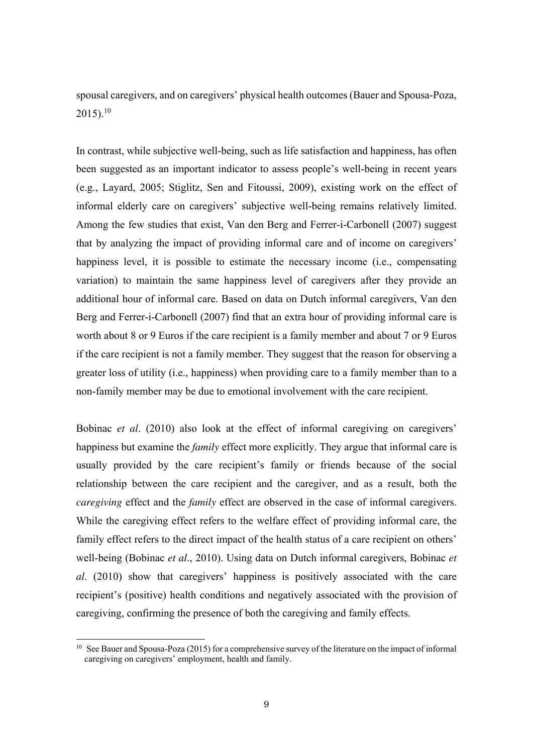spousal caregivers, and on caregivers' physical health outcomes (Bauer and Spousa-Poza, 2015).[10]

In contrast, while subjective well-being, such as life satisfaction and happiness, has often been suggested as an important indicator to assess people's well-being in recent years (e.g., Layard, 2005; Stiglitz, Sen and Fitoussi, 2009), existing work on the effect of informal elderly care on caregivers' subjective well-being remains relatively limited. Among the few studies that exist, Van den Berg and Ferrer-i-Carbonell (2007) suggest that by analyzing the impact of providing informal care and of income on caregivers' happiness level, it is possible to estimate the necessary income (i.e., compensating variation) to maintain the same happiness level of caregivers after they provide an additional hour of informal care. Based on data on Dutch informal caregivers, Van den Berg and Ferrer-i-Carbonell (2007) find that an extra hour of providing informal care is worth about 8 or 9 Euros if the care recipient is a family member and about 7 or 9 Euros if the care recipient is not a family member. They suggest that the reason for observing a greater loss of utility (i.e., happiness) when providing care to a family member than to a non-family member may be due to emotional involvement with the care recipient.

Bobinac *et al*. (2010) also look at the effect of informal caregiving on caregivers' happiness but examine the *family* effect more explicitly. They argue that informal care is usually provided by the care recipient's family or friends because of the social relationship between the care recipient and the caregiver, and as a result, both the *caregiving* effect and the *family* effect are observed in the case of informal caregivers. While the caregiving effect refers to the welfare effect of providing informal care, the family effect refers to the direct impact of the health status of a care recipient on others' well-being (Bobinac *et al*., 2010). Using data on Dutch informal caregivers, Bobinac *et al*. (2010) show that caregivers' happiness is positively associated with the care recipient's (positive) health conditions and negatively associated with the provision of caregiving, confirming the presence of both the caregiving and family effects.

[10] See Bauer and Spousa-Poza (2015) for a comprehensive survey of the literature on the impact of informal caregiving on caregivers' employment, health and family.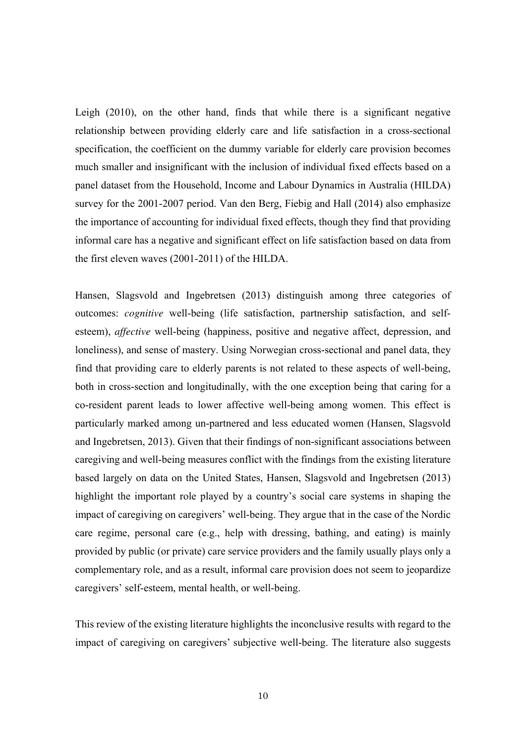Leigh (2010), on the other hand, finds that while there is a significant negative relationship between providing elderly care and life satisfaction in a cross-sectional specification, the coefficient on the dummy variable for elderly care provision becomes much smaller and insignificant with the inclusion of individual fixed effects based on a panel dataset from the Household, Income and Labour Dynamics in Australia (HILDA) survey for the 2001-2007 period. Van den Berg, Fiebig and Hall (2014) also emphasize the importance of accounting for individual fixed effects, though they find that providing informal care has a negative and significant effect on life satisfaction based on data from the first eleven waves (2001-2011) of the HILDA.

Hansen, Slagsvold and Ingebretsen (2013) distinguish among three categories of outcomes: *cognitive* well-being (life satisfaction, partnership satisfaction, and self-esteem), *affective* well-being (happiness, positive and negative affect, depression, and loneliness), and sense of mastery. Using Norwegian cross-sectional and panel data, they find that providing care to elderly parents is not related to these aspects of well-being, both in cross-section and longitudinally, with the one exception being that caring for a co-resident parent leads to lower affective well-being among women. This effect is particularly marked among un-partnered and less educated women (Hansen, Slagsvold and Ingebretsen, 2013). Given that their findings of non-significant associations between caregiving and well-being measures conflict with the findings from the existing literature based largely on data on the United States, Hansen, Slagsvold and Ingebretsen (2013) highlight the important role played by a country's social care systems in shaping the impact of caregiving on caregivers' well-being. They argue that in the case of the Nordic care regime, personal care (e.g., help with dressing, bathing, and eating) is mainly provided by public (or private) care service providers and the family usually plays only a complementary role, and as a result, informal care provision does not seem to jeopardize caregivers' self-esteem, mental health, or well-being.

This review of the existing literature highlights the inconclusive results with regard to the impact of caregiving on caregivers' subjective well-being. The literature also suggests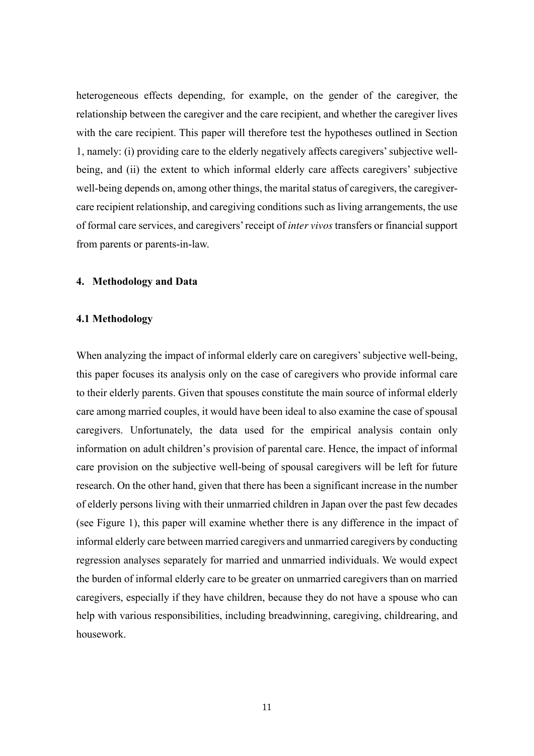heterogeneous effects depending, for example, on the gender of the caregiver, the relationship between the caregiver and the care recipient, and whether the caregiver lives with the care recipient. This paper will therefore test the hypotheses outlined in Section 1, namely: (i) providing care to the elderly negatively affects caregivers' subjective well-being, and (ii) the extent to which informal elderly care affects caregivers' subjective well-being depends on, among other things, the marital status of caregivers, the caregiver-care recipient relationship, and caregiving conditions such as living arrangements, the use of formal care services, and caregivers' receipt of *inter vivos* transfers or financial support from parents or parents-in-law.

## 4. Methodology and Data

### 4.1 Methodology

When analyzing the impact of informal elderly care on caregivers' subjective well-being, this paper focuses its analysis only on the case of caregivers who provide informal care to their elderly parents. Given that spouses constitute the main source of informal elderly care among married couples, it would have been ideal to also examine the case of spousal caregivers. Unfortunately, the data used for the empirical analysis contain only information on adult children's provision of parental care. Hence, the impact of informal care provision on the subjective well-being of spousal caregivers will be left for future research. On the other hand, given that there has been a significant increase in the number of elderly persons living with their unmarried children in Japan over the past few decades (see Figure 1), this paper will examine whether there is any difference in the impact of informal elderly care between married caregivers and unmarried caregivers by conducting regression analyses separately for married and unmarried individuals. We would expect the burden of informal elderly care to be greater on unmarried caregivers than on married caregivers, especially if they have children, because they do not have a spouse who can help with various responsibilities, including breadwinning, caregiving, childrearing, and housework.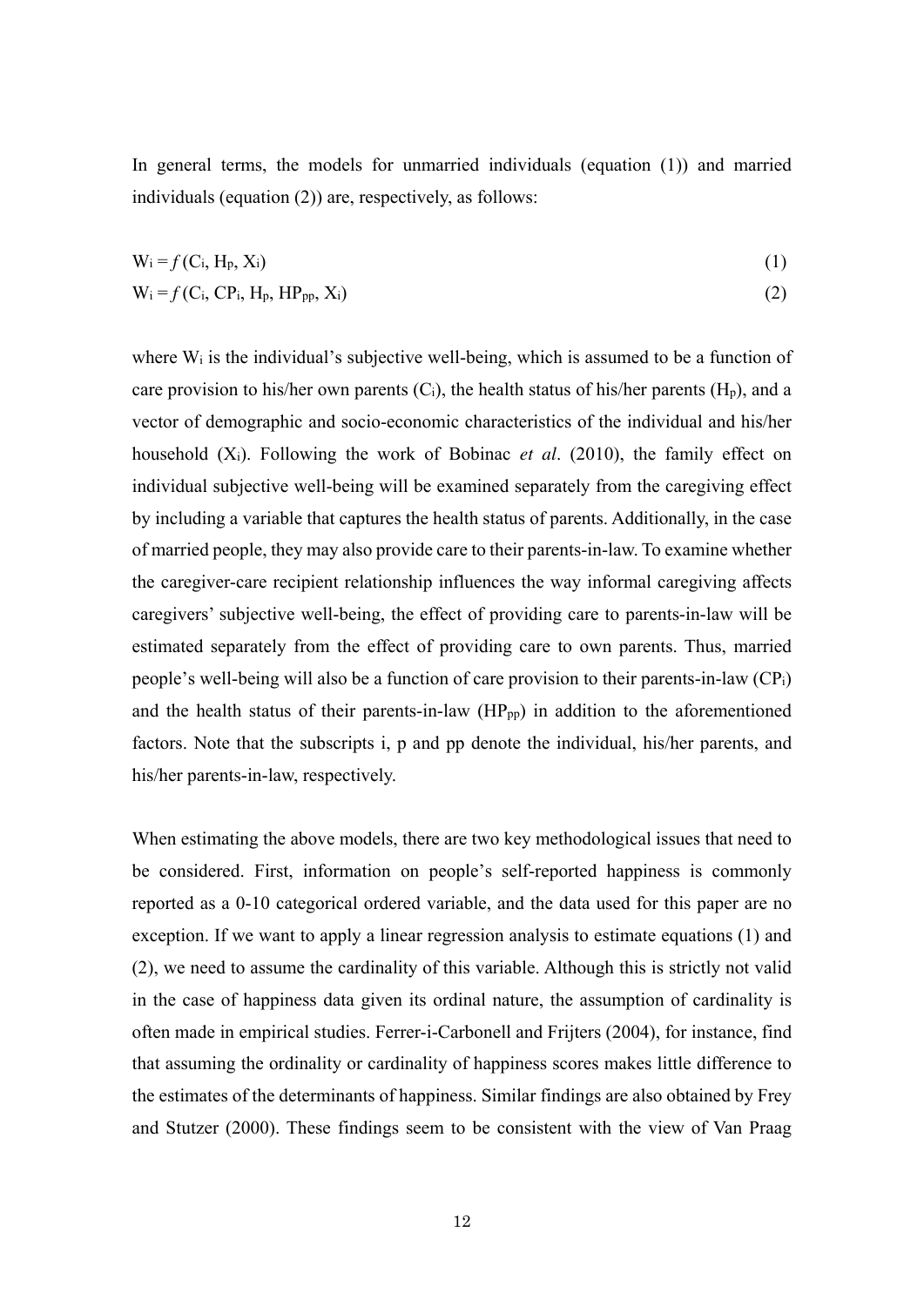In general terms, the models for unmarried individuals (equation (1)) and married individuals (equation (2)) are, respectively, as follows:

$$W_i = f\,(C_i, H_p, X_i) \tag{1}$$

$$W_i = f\,(C_i, CP_i, H_p, HP_{pp}, X_i) \tag{2}$$

where $W_i$ is the individual's subjective well-being, which is assumed to be a function of care provision to his/her own parents ($C_i$), the health status of his/her parents ($H_p$), and a vector of demographic and socio-economic characteristics of the individual and his/her household ($X_i$). Following the work of Bobinac *et al*. (2010), the family effect on individual subjective well-being will be examined separately from the caregiving effect by including a variable that captures the health status of parents. Additionally, in the case of married people, they may also provide care to their parents-in-law. To examine whether the caregiver-care recipient relationship influences the way informal caregiving affects caregivers' subjective well-being, the effect of providing care to parents-in-law will be estimated separately from the effect of providing care to own parents. Thus, married people's well-being will also be a function of care provision to their parents-in-law ($CP_i$) and the health status of their parents-in-law ($HP_{pp}$) in addition to the aforementioned factors. Note that the subscripts i, p and pp denote the individual, his/her parents, and his/her parents-in-law, respectively.

When estimating the above models, there are two key methodological issues that need to be considered. First, information on people's self-reported happiness is commonly reported as a 0-10 categorical ordered variable, and the data used for this paper are no exception. If we want to apply a linear regression analysis to estimate equations (1) and (2), we need to assume the cardinality of this variable. Although this is strictly not valid in the case of happiness data given its ordinal nature, the assumption of cardinality is often made in empirical studies. Ferrer-i-Carbonell and Frijters (2004), for instance, find that assuming the ordinality or cardinality of happiness scores makes little difference to the estimates of the determinants of happiness. Similar findings are also obtained by Frey and Stutzer (2000). These findings seem to be consistent with the view of Van Praag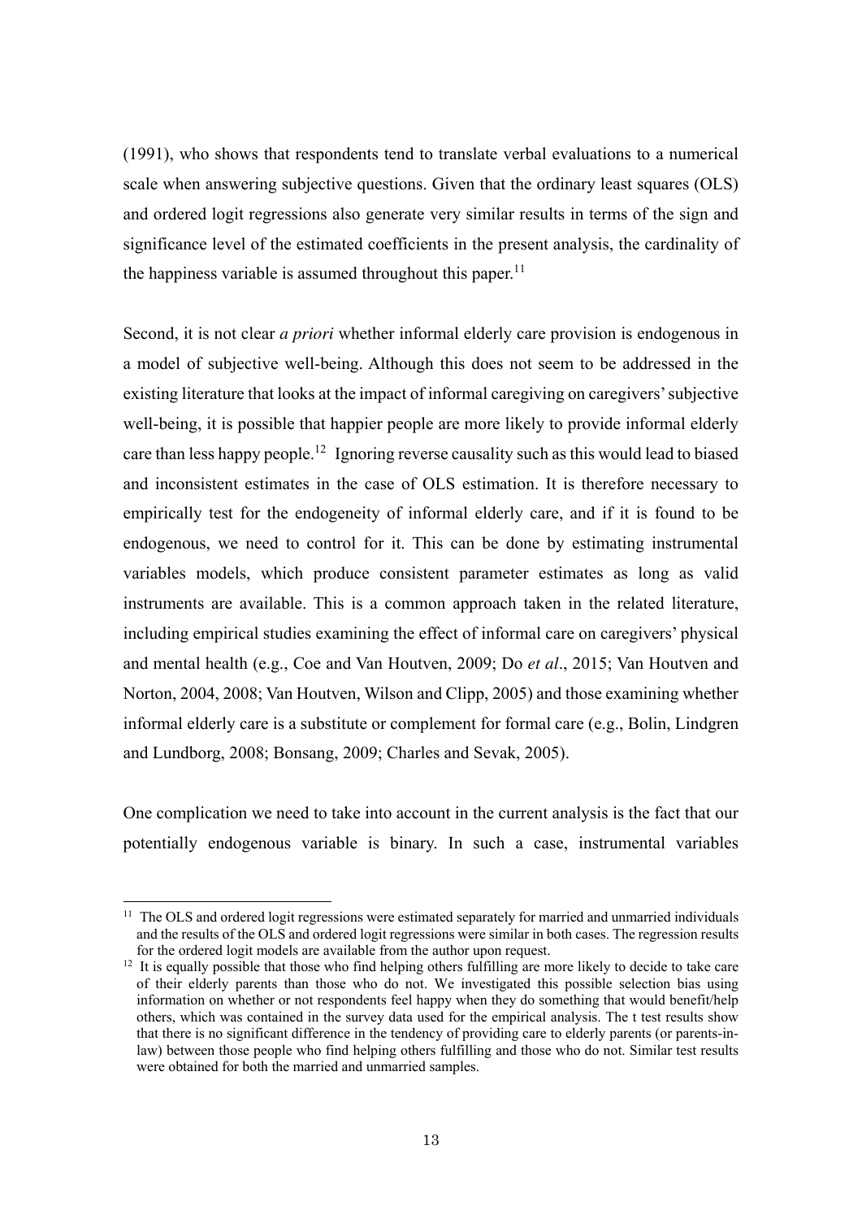(1991), who shows that respondents tend to translate verbal evaluations to a numerical scale when answering subjective questions. Given that the ordinary least squares (OLS) and ordered logit regressions also generate very similar results in terms of the sign and significance level of the estimated coefficients in the present analysis, the cardinality of the happiness variable is assumed throughout this paper.[11]

Second, it is not clear *a priori* whether informal elderly care provision is endogenous in a model of subjective well-being. Although this does not seem to be addressed in the existing literature that looks at the impact of informal caregiving on caregivers' subjective well-being, it is possible that happier people are more likely to provide informal elderly care than less happy people.[12] Ignoring reverse causality such as this would lead to biased and inconsistent estimates in the case of OLS estimation. It is therefore necessary to empirically test for the endogeneity of informal elderly care, and if it is found to be endogenous, we need to control for it. This can be done by estimating instrumental variables models, which produce consistent parameter estimates as long as valid instruments are available. This is a common approach taken in the related literature, including empirical studies examining the effect of informal care on caregivers' physical and mental health (e.g., Coe and Van Houtven, 2009; Do *et al*., 2015; Van Houtven and Norton, 2004, 2008; Van Houtven, Wilson and Clipp, 2005) and those examining whether informal elderly care is a substitute or complement for formal care (e.g., Bolin, Lindgren and Lundborg, 2008; Bonsang, 2009; Charles and Sevak, 2005).

One complication we need to take into account in the current analysis is the fact that our potentially endogenous variable is binary. In such a case, instrumental variables

---

[11] The OLS and ordered logit regressions were estimated separately for married and unmarried individuals and the results of the OLS and ordered logit regressions were similar in both cases. The regression results for the ordered logit models are available from the author upon request.

[12] It is equally possible that those who find helping others fulfilling are more likely to decide to take care of their elderly parents than those who do not. We investigated this possible selection bias using information on whether or not respondents feel happy when they do something that would benefit/help others, which was contained in the survey data used for the empirical analysis. The t test results show that there is no significant difference in the tendency of providing care to elderly parents (or parents-in-law) between those people who find helping others fulfilling and those who do not. Similar test results were obtained for both the married and unmarried samples.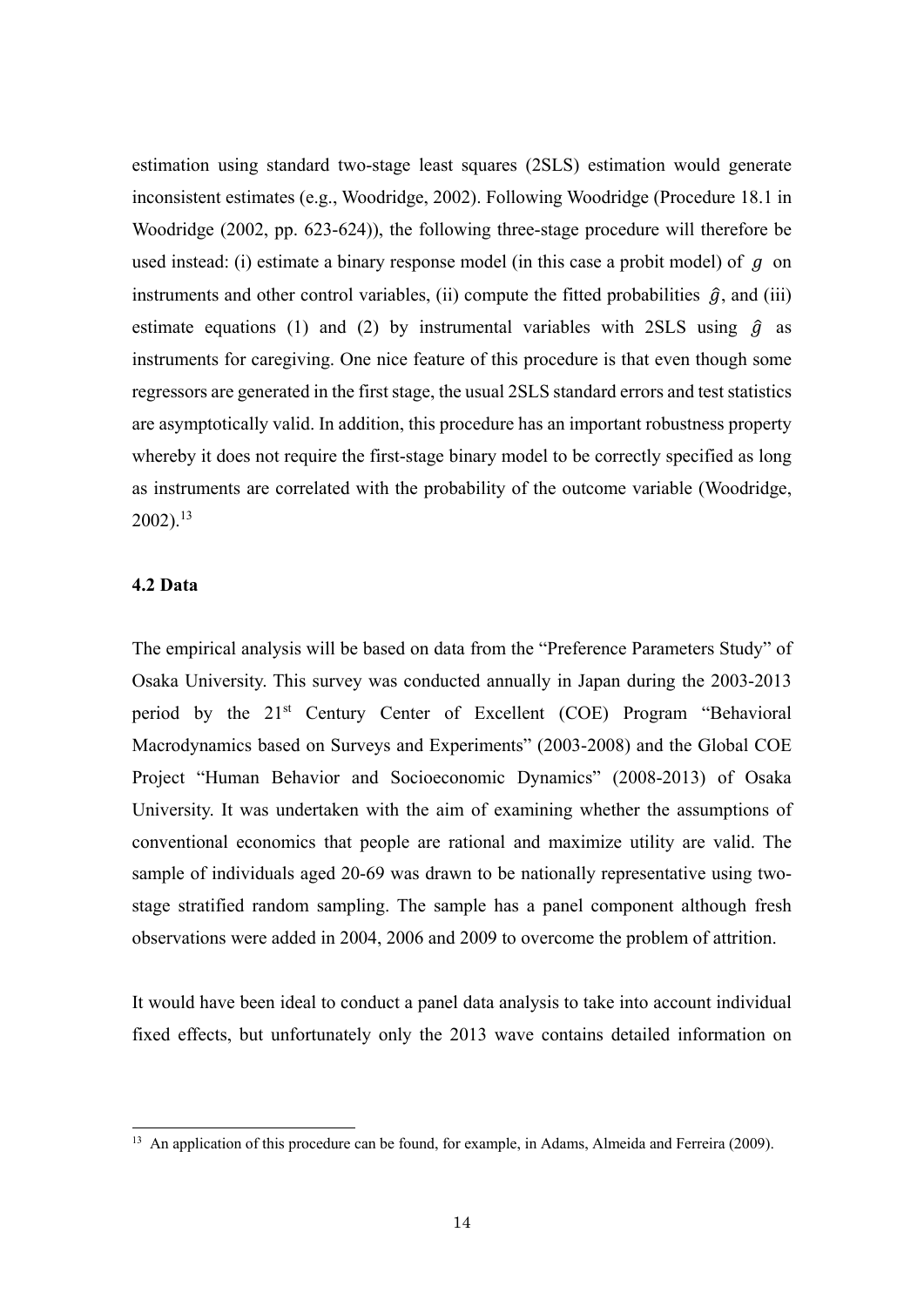estimation using standard two-stage least squares (2SLS) estimation would generate inconsistent estimates (e.g., Woodridge, 2002). Following Woodridge (Procedure 18.1 in Woodridge (2002, pp. 623-624)), the following three-stage procedure will therefore be used instead: (i) estimate a binary response model (in this case a probit model) of $g$ on instruments and other control variables, (ii) compute the fitted probabilities $\hat{g}$, and (iii) estimate equations (1) and (2) by instrumental variables with 2SLS using $\hat{g}$ as instruments for caregiving. One nice feature of this procedure is that even though some regressors are generated in the first stage, the usual 2SLS standard errors and test statistics are asymptotically valid. In addition, this procedure has an important robustness property whereby it does not require the first-stage binary model to be correctly specified as long as instruments are correlated with the probability of the outcome variable (Woodridge, 2002).[13]

### 4.2 Data

The empirical analysis will be based on data from the "Preference Parameters Study" of Osaka University. This survey was conducted annually in Japan during the 2003-2013 period by the 21st Century Center of Excellent (COE) Program "Behavioral Macrodynamics based on Surveys and Experiments" (2003-2008) and the Global COE Project "Human Behavior and Socioeconomic Dynamics" (2008-2013) of Osaka University. It was undertaken with the aim of examining whether the assumptions of conventional economics that people are rational and maximize utility are valid. The sample of individuals aged 20-69 was drawn to be nationally representative using two-stage stratified random sampling. The sample has a panel component although fresh observations were added in 2004, 2006 and 2009 to overcome the problem of attrition.

It would have been ideal to conduct a panel data analysis to take into account individual fixed effects, but unfortunately only the 2013 wave contains detailed information on

[13] An application of this procedure can be found, for example, in Adams, Almeida and Ferreira (2009).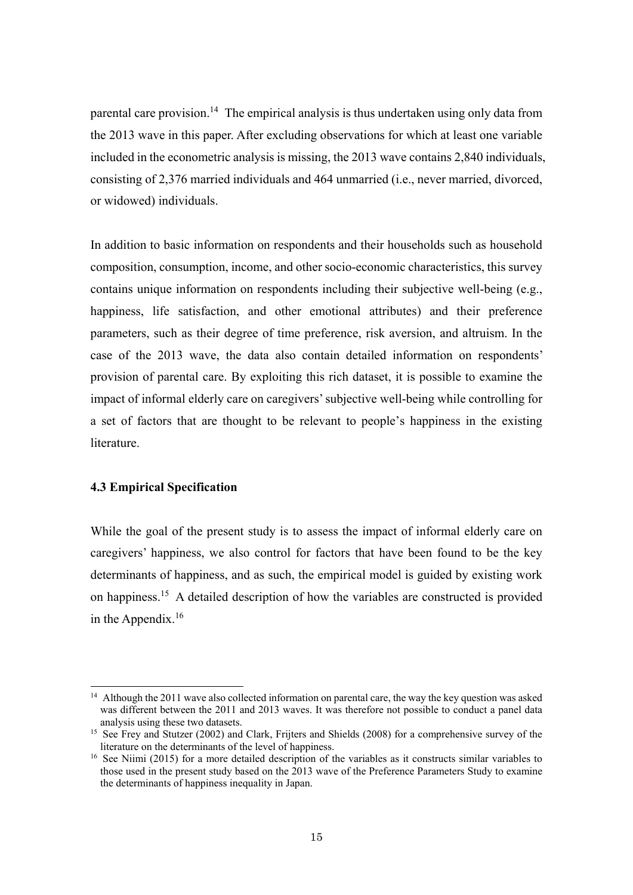parental care provision.[14] The empirical analysis is thus undertaken using only data from the 2013 wave in this paper. After excluding observations for which at least one variable included in the econometric analysis is missing, the 2013 wave contains 2,840 individuals, consisting of 2,376 married individuals and 464 unmarried (i.e., never married, divorced, or widowed) individuals.

In addition to basic information on respondents and their households such as household composition, consumption, income, and other socio-economic characteristics, this survey contains unique information on respondents including their subjective well-being (e.g., happiness, life satisfaction, and other emotional attributes) and their preference parameters, such as their degree of time preference, risk aversion, and altruism. In the case of the 2013 wave, the data also contain detailed information on respondents' provision of parental care. By exploiting this rich dataset, it is possible to examine the impact of informal elderly care on caregivers' subjective well-being while controlling for a set of factors that are thought to be relevant to people's happiness in the existing literature.

### 4.3 Empirical Specification

While the goal of the present study is to assess the impact of informal elderly care on caregivers' happiness, we also control for factors that have been found to be the key determinants of happiness, and as such, the empirical model is guided by existing work on happiness.[15] A detailed description of how the variables are constructed is provided in the Appendix.[16]

---

[14] Although the 2011 wave also collected information on parental care, the way the key question was asked was different between the 2011 and 2013 waves. It was therefore not possible to conduct a panel data analysis using these two datasets.

[15] See Frey and Stutzer (2002) and Clark, Frijters and Shields (2008) for a comprehensive survey of the literature on the determinants of the level of happiness.

[16] See Niimi (2015) for a more detailed description of the variables as it constructs similar variables to those used in the present study based on the 2013 wave of the Preference Parameters Study to examine the determinants of happiness inequality in Japan.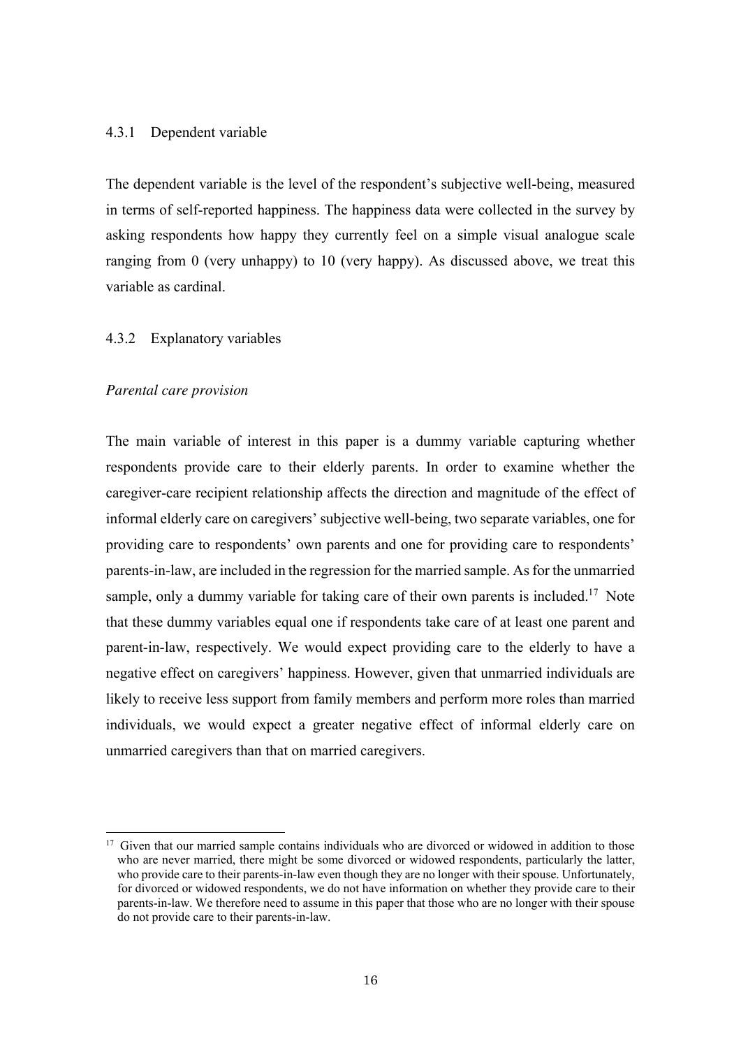### 4.3.1 Dependent variable

The dependent variable is the level of the respondent's subjective well-being, measured in terms of self-reported happiness. The happiness data were collected in the survey by asking respondents how happy they currently feel on a simple visual analogue scale ranging from 0 (very unhappy) to 10 (very happy). As discussed above, we treat this variable as cardinal.

### 4.3.2 Explanatory variables

*Parental care provision*

The main variable of interest in this paper is a dummy variable capturing whether respondents provide care to their elderly parents. In order to examine whether the caregiver-care recipient relationship affects the direction and magnitude of the effect of informal elderly care on caregivers' subjective well-being, two separate variables, one for providing care to respondents' own parents and one for providing care to respondents' parents-in-law, are included in the regression for the married sample. As for the unmarried sample, only a dummy variable for taking care of their own parents is included.[17] Note that these dummy variables equal one if respondents take care of at least one parent and parent-in-law, respectively. We would expect providing care to the elderly to have a negative effect on caregivers' happiness. However, given that unmarried individuals are likely to receive less support from family members and perform more roles than married individuals, we would expect a greater negative effect of informal elderly care on unmarried caregivers than that on married caregivers.

---

[17] Given that our married sample contains individuals who are divorced or widowed in addition to those who are never married, there might be some divorced or widowed respondents, particularly the latter, who provide care to their parents-in-law even though they are no longer with their spouse. Unfortunately, for divorced or widowed respondents, we do not have information on whether they provide care to their parents-in-law. We therefore need to assume in this paper that those who are no longer with their spouse do not provide care to their parents-in-law.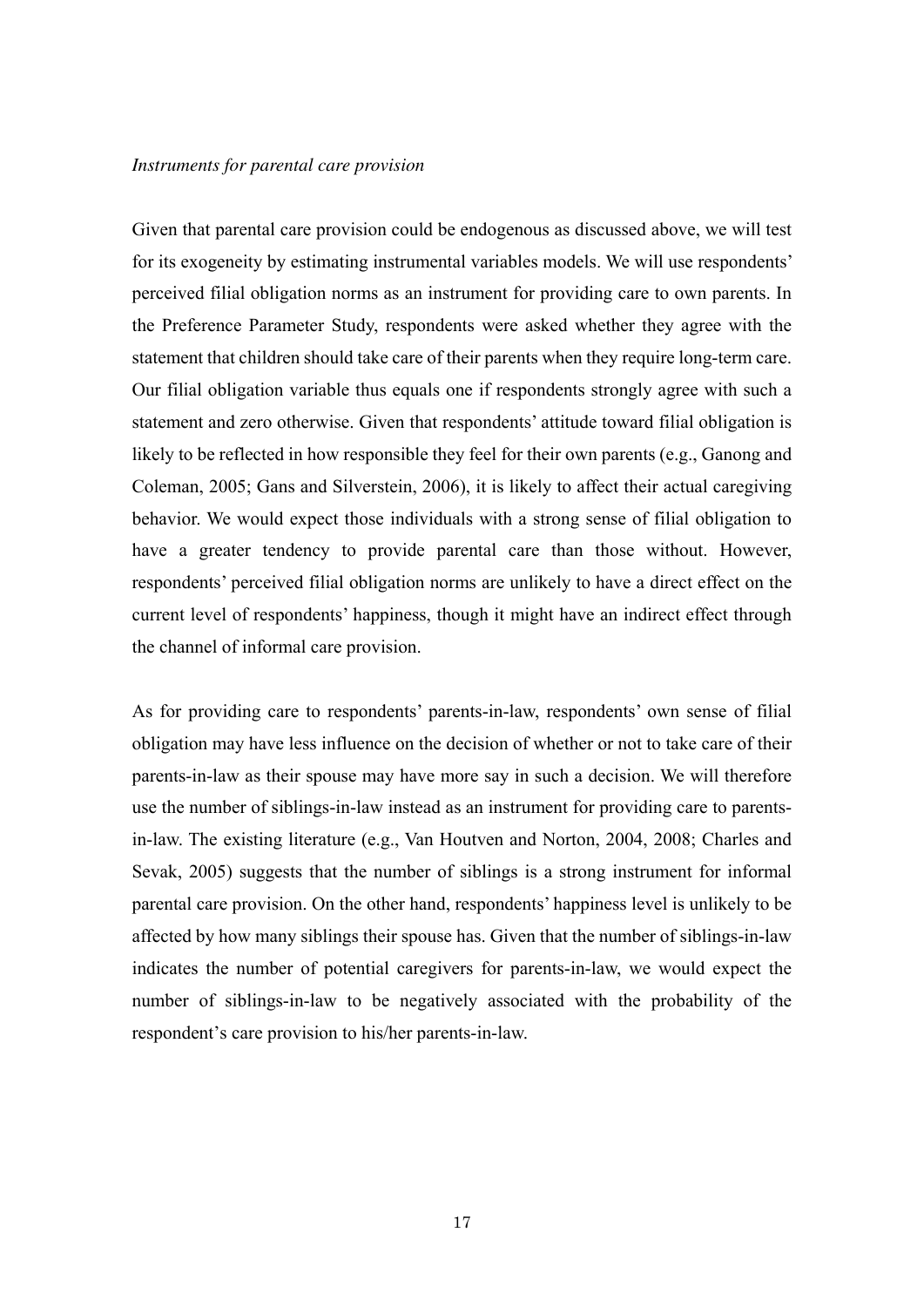*Instruments for parental care provision*

Given that parental care provision could be endogenous as discussed above, we will test for its exogeneity by estimating instrumental variables models. We will use respondents' perceived filial obligation norms as an instrument for providing care to own parents. In the Preference Parameter Study, respondents were asked whether they agree with the statement that children should take care of their parents when they require long-term care. Our filial obligation variable thus equals one if respondents strongly agree with such a statement and zero otherwise. Given that respondents' attitude toward filial obligation is likely to be reflected in how responsible they feel for their own parents (e.g., Ganong and Coleman, 2005; Gans and Silverstein, 2006), it is likely to affect their actual caregiving behavior. We would expect those individuals with a strong sense of filial obligation to have a greater tendency to provide parental care than those without. However, respondents' perceived filial obligation norms are unlikely to have a direct effect on the current level of respondents' happiness, though it might have an indirect effect through the channel of informal care provision.

As for providing care to respondents' parents-in-law, respondents' own sense of filial obligation may have less influence on the decision of whether or not to take care of their parents-in-law as their spouse may have more say in such a decision. We will therefore use the number of siblings-in-law instead as an instrument for providing care to parents-in-law. The existing literature (e.g., Van Houtven and Norton, 2004, 2008; Charles and Sevak, 2005) suggests that the number of siblings is a strong instrument for informal parental care provision. On the other hand, respondents' happiness level is unlikely to be affected by how many siblings their spouse has. Given that the number of siblings-in-law indicates the number of potential caregivers for parents-in-law, we would expect the number of siblings-in-law to be negatively associated with the probability of the respondent's care provision to his/her parents-in-law.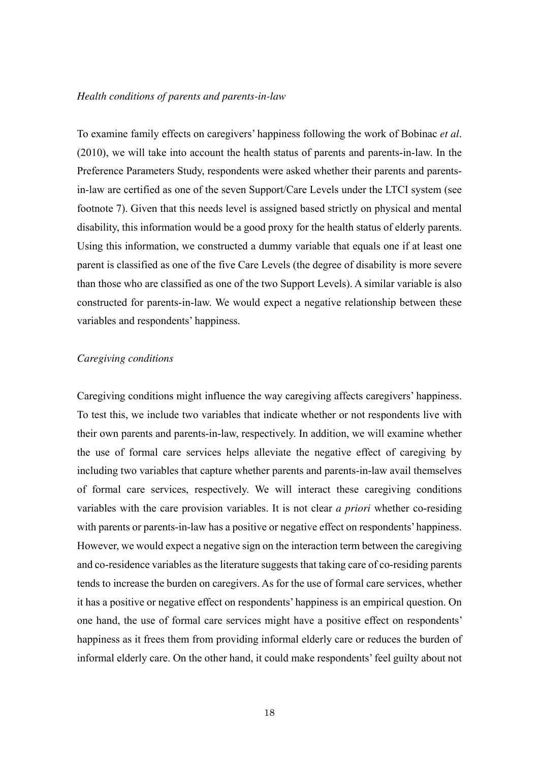*Health conditions of parents and parents-in-law*

To examine family effects on caregivers' happiness following the work of Bobinac *et al*. (2010), we will take into account the health status of parents and parents-in-law. In the Preference Parameters Study, respondents were asked whether their parents and parents-in-law are certified as one of the seven Support/Care Levels under the LTCI system (see footnote 7). Given that this needs level is assigned based strictly on physical and mental disability, this information would be a good proxy for the health status of elderly parents. Using this information, we constructed a dummy variable that equals one if at least one parent is classified as one of the five Care Levels (the degree of disability is more severe than those who are classified as one of the two Support Levels). A similar variable is also constructed for parents-in-law. We would expect a negative relationship between these variables and respondents' happiness.

*Caregiving conditions*

Caregiving conditions might influence the way caregiving affects caregivers' happiness. To test this, we include two variables that indicate whether or not respondents live with their own parents and parents-in-law, respectively. In addition, we will examine whether the use of formal care services helps alleviate the negative effect of caregiving by including two variables that capture whether parents and parents-in-law avail themselves of formal care services, respectively. We will interact these caregiving conditions variables with the care provision variables. It is not clear *a priori* whether co-residing with parents or parents-in-law has a positive or negative effect on respondents' happiness. However, we would expect a negative sign on the interaction term between the caregiving and co-residence variables as the literature suggests that taking care of co-residing parents tends to increase the burden on caregivers. As for the use of formal care services, whether it has a positive or negative effect on respondents' happiness is an empirical question. On one hand, the use of formal care services might have a positive effect on respondents' happiness as it frees them from providing informal elderly care or reduces the burden of informal elderly care. On the other hand, it could make respondents' feel guilty about not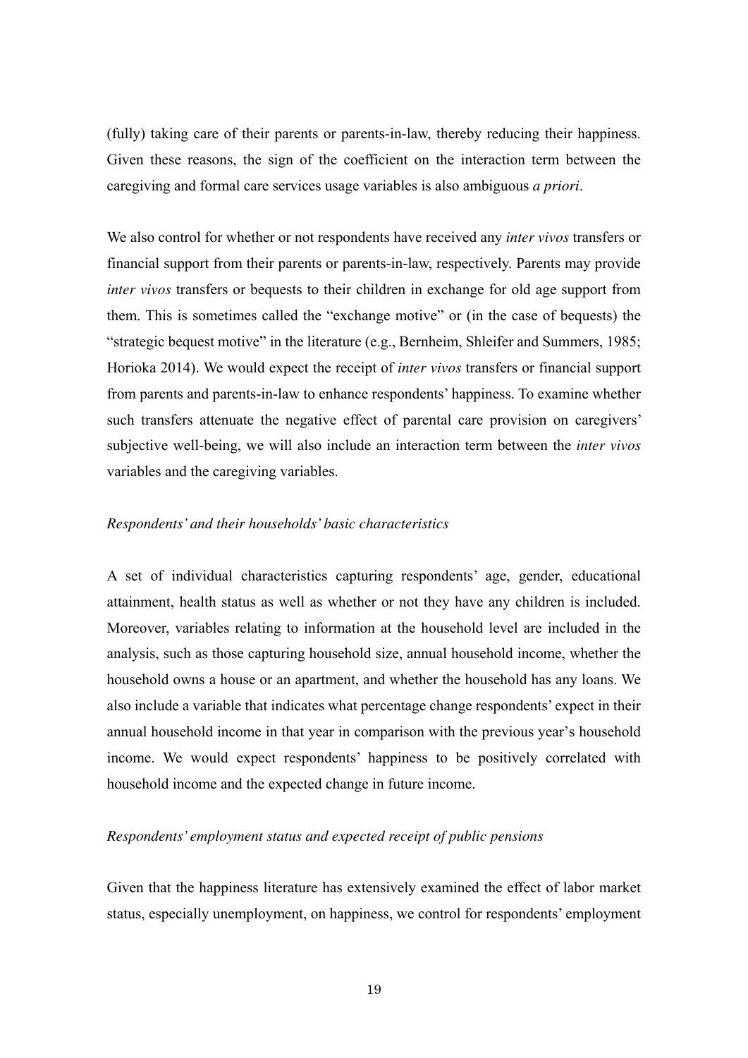(fully) taking care of their parents or parents-in-law, thereby reducing their happiness. Given these reasons, the sign of the coefficient on the interaction term between the caregiving and formal care services usage variables is also ambiguous *a priori*.

We also control for whether or not respondents have received any *inter vivos* transfers or financial support from their parents or parents-in-law, respectively. Parents may provide *inter vivos* transfers or bequests to their children in exchange for old age support from them. This is sometimes called the "exchange motive" or (in the case of bequests) the "strategic bequest motive" in the literature (e.g., Bernheim, Shleifer and Summers, 1985; Horioka 2014). We would expect the receipt of *inter vivos* transfers or financial support from parents and parents-in-law to enhance respondents' happiness. To examine whether such transfers attenuate the negative effect of parental care provision on caregivers' subjective well-being, we will also include an interaction term between the *inter vivos* variables and the caregiving variables.

*Respondents' and their households' basic characteristics*

A set of individual characteristics capturing respondents' age, gender, educational attainment, health status as well as whether or not they have any children is included. Moreover, variables relating to information at the household level are included in the analysis, such as those capturing household size, annual household income, whether the household owns a house or an apartment, and whether the household has any loans. We also include a variable that indicates what percentage change respondents' expect in their annual household income in that year in comparison with the previous year's household income. We would expect respondents' happiness to be positively correlated with household income and the expected change in future income.

*Respondents' employment status and expected receipt of public pensions*

Given that the happiness literature has extensively examined the effect of labor market status, especially unemployment, on happiness, we control for respondents' employment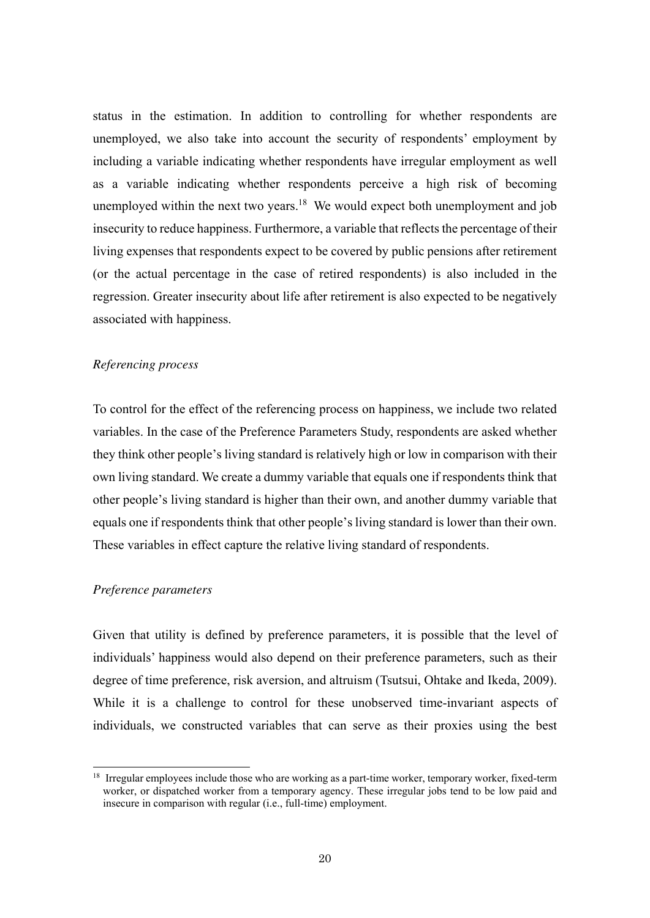status in the estimation. In addition to controlling for whether respondents are unemployed, we also take into account the security of respondents' employment by including a variable indicating whether respondents have irregular employment as well as a variable indicating whether respondents perceive a high risk of becoming unemployed within the next two years.[18] We would expect both unemployment and job insecurity to reduce happiness. Furthermore, a variable that reflects the percentage of their living expenses that respondents expect to be covered by public pensions after retirement (or the actual percentage in the case of retired respondents) is also included in the regression. Greater insecurity about life after retirement is also expected to be negatively associated with happiness.

*Referencing process*

To control for the effect of the referencing process on happiness, we include two related variables. In the case of the Preference Parameters Study, respondents are asked whether they think other people's living standard is relatively high or low in comparison with their own living standard. We create a dummy variable that equals one if respondents think that other people's living standard is higher than their own, and another dummy variable that equals one if respondents think that other people's living standard is lower than their own. These variables in effect capture the relative living standard of respondents.

*Preference parameters*

Given that utility is defined by preference parameters, it is possible that the level of individuals' happiness would also depend on their preference parameters, such as their degree of time preference, risk aversion, and altruism (Tsutsui, Ohtake and Ikeda, 2009). While it is a challenge to control for these unobserved time-invariant aspects of individuals, we constructed variables that can serve as their proxies using the best

[18] Irregular employees include those who are working as a part-time worker, temporary worker, fixed-term worker, or dispatched worker from a temporary agency. These irregular jobs tend to be low paid and insecure in comparison with regular (i.e., full-time) employment.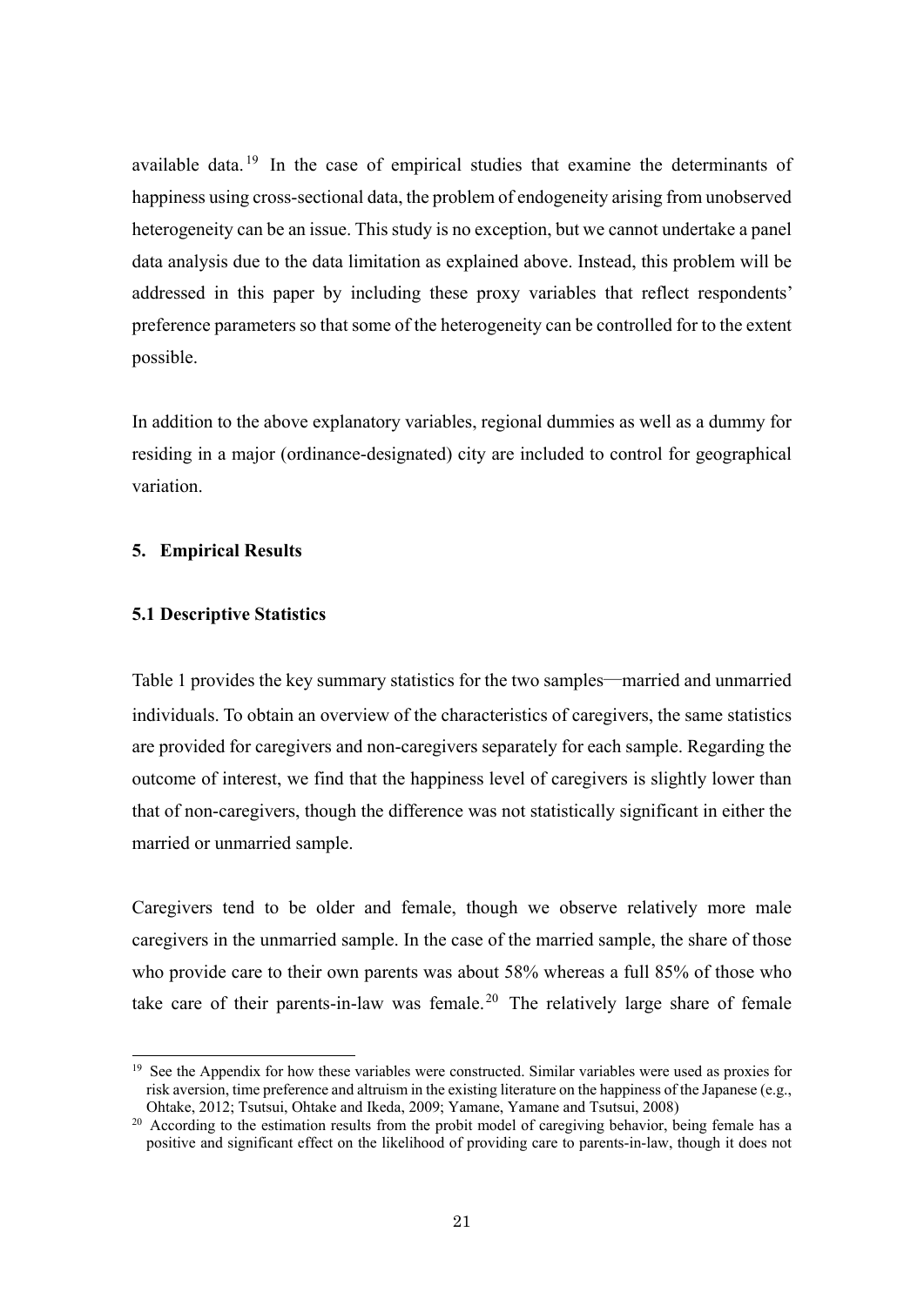available data.[19] In the case of empirical studies that examine the determinants of happiness using cross-sectional data, the problem of endogeneity arising from unobserved heterogeneity can be an issue. This study is no exception, but we cannot undertake a panel data analysis due to the data limitation as explained above. Instead, this problem will be addressed in this paper by including these proxy variables that reflect respondents' preference parameters so that some of the heterogeneity can be controlled for to the extent possible.

In addition to the above explanatory variables, regional dummies as well as a dummy for residing in a major (ordinance-designated) city are included to control for geographical variation.

## 5. Empirical Results

### 5.1 Descriptive Statistics

Table 1 provides the key summary statistics for the two samples—married and unmarried individuals. To obtain an overview of the characteristics of caregivers, the same statistics are provided for caregivers and non-caregivers separately for each sample. Regarding the outcome of interest, we find that the happiness level of caregivers is slightly lower than that of non-caregivers, though the difference was not statistically significant in either the married or unmarried sample.

Caregivers tend to be older and female, though we observe relatively more male caregivers in the unmarried sample. In the case of the married sample, the share of those who provide care to their own parents was about 58% whereas a full 85% of those who take care of their parents-in-law was female.[20] The relatively large share of female

---

[19] See the Appendix for how these variables were constructed. Similar variables were used as proxies for risk aversion, time preference and altruism in the existing literature on the happiness of the Japanese (e.g., Ohtake, 2012; Tsutsui, Ohtake and Ikeda, 2009; Yamane, Yamane and Tsutsui, 2008)

[20] According to the estimation results from the probit model of caregiving behavior, being female has a positive and significant effect on the likelihood of providing care to parents-in-law, though it does not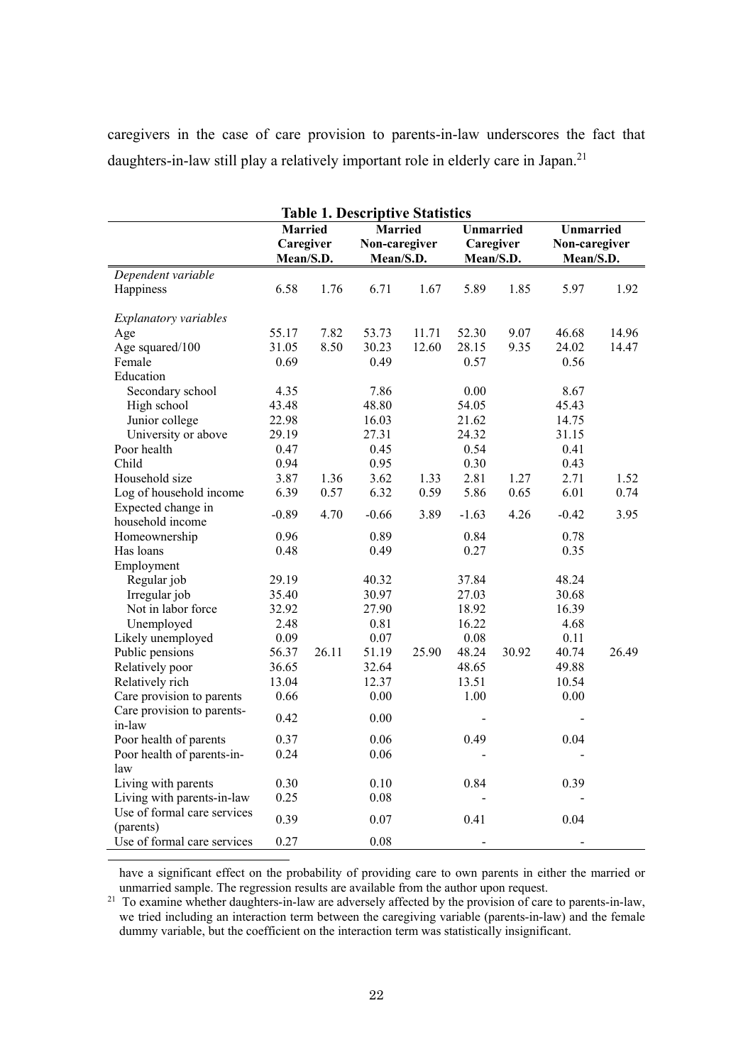caregivers in the case of care provision to parents-in-law underscores the fact that daughters-in-law still play a relatively important role in elderly care in Japan.[21]

**Table 1. Descriptive Statistics**

| | Married Caregiver Mean/S.D. | | Married Non-caregiver Mean/S.D. | | Unmarried Caregiver Mean/S.D. | | Unmarried Non-caregiver Mean/S.D. | |
|---|---|---|---|---|---|---|---|---|
| *Dependent variable* | | | | | | | | |
| Happiness | 6.58 | 1.76 | 6.71 | 1.67 | 5.89 | 1.85 | 5.97 | 1.92 |
| *Explanatory variables* | | | | | | | | |
| Age | 55.17 | 7.82 | 53.73 | 11.71 | 52.30 | 9.07 | 46.68 | 14.96 |
| Age squared/100 | 31.05 | 8.50 | 30.23 | 12.60 | 28.15 | 9.35 | 24.02 | 14.47 |
| Female | 0.69 | | 0.49 | | 0.57 | | 0.56 | |
| Education | | | | | | | | |
| Secondary school | 4.35 | | 7.86 | | 0.00 | | 8.67 | |
| High school | 43.48 | | 48.80 | | 54.05 | | 45.43 | |
| Junior college | 22.98 | | 16.03 | | 21.62 | | 14.75 | |
| University or above | 29.19 | | 27.31 | | 24.32 | | 31.15 | |
| Poor health | 0.47 | | 0.45 | | 0.54 | | 0.41 | |
| Child | 0.94 | | 0.95 | | 0.30 | | 0.43 | |
| Household size | 3.87 | 1.36 | 3.62 | 1.33 | 2.81 | 1.27 | 2.71 | 1.52 |
| Log of household income | 6.39 | 0.57 | 6.32 | 0.59 | 5.86 | 0.65 | 6.01 | 0.74 |
| Expected change in household income | -0.89 | 4.70 | -0.66 | 3.89 | -1.63 | 4.26 | -0.42 | 3.95 |
| Homeownership | 0.96 | | 0.89 | | 0.84 | | 0.78 | |
| Has loans | 0.48 | | 0.49 | | 0.27 | | 0.35 | |
| Employment | | | | | | | | |
| Regular job | 29.19 | | 40.32 | | 37.84 | | 48.24 | |
| Irregular job | 35.40 | | 30.97 | | 27.03 | | 30.68 | |
| Not in labor force | 32.92 | | 27.90 | | 18.92 | | 16.39 | |
| Unemployed | 2.48 | | 0.81 | | 16.22 | | 4.68 | |
| Likely unemployed | 0.09 | | 0.07 | | 0.08 | | 0.11 | |
| Public pensions | 56.37 | 26.11 | 51.19 | 25.90 | 48.24 | 30.92 | 40.74 | 26.49 |
| Relatively poor | 36.65 | | 32.64 | | 48.65 | | 49.88 | |
| Relatively rich | 13.04 | | 12.37 | | 13.51 | | 10.54 | |
| Care provision to parents | 0.66 | | 0.00 | | 1.00 | | 0.00 | |
| Care provision to parents-in-law | 0.42 | | 0.00 | | - | | - | |
| Poor health of parents | 0.37 | | 0.06 | | 0.49 | | 0.04 | |
| Poor health of parents-in-law | 0.24 | | 0.06 | | - | | - | |
| Living with parents | 0.30 | | 0.10 | | 0.84 | | 0.39 | |
| Living with parents-in-law | 0.25 | | 0.08 | | - | | - | |
| Use of formal care services (parents) | 0.39 | | 0.07 | | 0.41 | | 0.04 | |
| Use of formal care services | 0.27 | | 0.08 | | - | | - | |

have a significant effect on the probability of providing care to own parents in either the married or unmarried sample. The regression results are available from the author upon request.

[21] To examine whether daughters-in-law are adversely affected by the provision of care to parents-in-law, we tried including an interaction term between the caregiving variable (parents-in-law) and the female dummy variable, but the coefficient on the interaction term was statistically insignificant.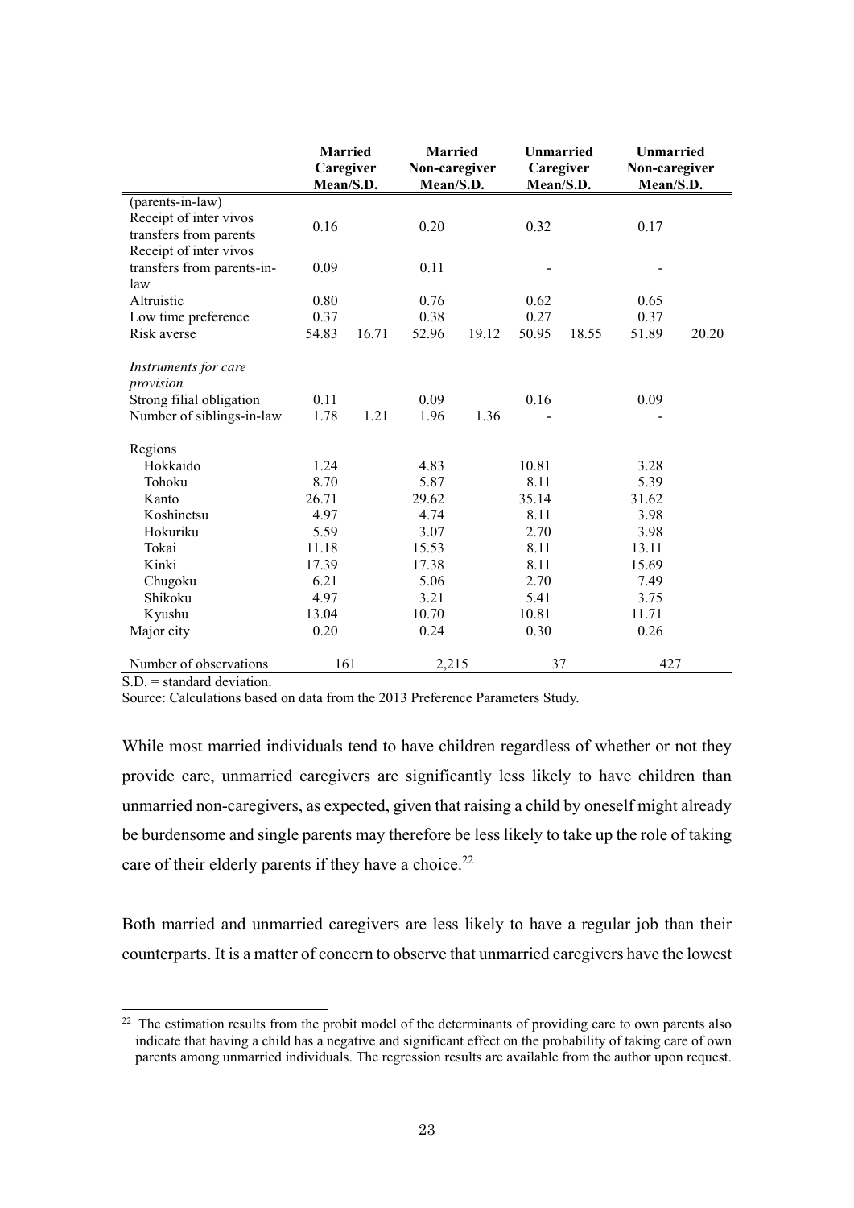| | Married Caregiver Mean/S.D. | | Married Non-caregiver Mean/S.D. | | Unmarried Caregiver Mean/S.D. | | Unmarried Non-caregiver Mean/S.D. | |
|---|---|---|---|---|---|---|---|---|
| (parents-in-law) | | | | | | | | |
| Receipt of inter vivos transfers from parents | 0.16 | | 0.20 | | 0.32 | | 0.17 | |
| Receipt of inter vivos transfers from parents-in-law | 0.09 | | 0.11 | | - | | - | |
| Altruistic | 0.80 | | 0.76 | | 0.62 | | 0.65 | |
| Low time preference | 0.37 | | 0.38 | | 0.27 | | 0.37 | |
| Risk averse | 54.83 | 16.71 | 52.96 | 19.12 | 50.95 | 18.55 | 51.89 | 20.20 |
| *Instruments for care provision* | | | | | | | | |
| Strong filial obligation | 0.11 | | 0.09 | | 0.16 | | 0.09 | |
| Number of siblings-in-law | 1.78 | 1.21 | 1.96 | 1.36 | - | | - | |
| Regions | | | | | | | | |
| Hokkaido | 1.24 | | 4.83 | | 10.81 | | 3.28 | |
| Tohoku | 8.70 | | 5.87 | | 8.11 | | 5.39 | |
| Kanto | 26.71 | | 29.62 | | 35.14 | | 31.62 | |
| Koshinetsu | 4.97 | | 4.74 | | 8.11 | | 3.98 | |
| Hokuriku | 5.59 | | 3.07 | | 2.70 | | 3.98 | |
| Tokai | 11.18 | | 15.53 | | 8.11 | | 13.11 | |
| Kinki | 17.39 | | 17.38 | | 8.11 | | 15.69 | |
| Chugoku | 6.21 | | 5.06 | | 2.70 | | 7.49 | |
| Shikoku | 4.97 | | 3.21 | | 5.41 | | 3.75 | |
| Kyushu | 13.04 | | 10.70 | | 10.81 | | 11.71 | |
| Major city | 0.20 | | 0.24 | | 0.30 | | 0.26 | |
| Number of observations | 161 | | 2,215 | | 37 | | 427 | |

S.D. = standard deviation.

Source: Calculations based on data from the 2013 Preference Parameters Study.

While most married individuals tend to have children regardless of whether or not they provide care, unmarried caregivers are significantly less likely to have children than unmarried non-caregivers, as expected, given that raising a child by oneself might already be burdensome and single parents may therefore be less likely to take up the role of taking care of their elderly parents if they have a choice.[22]

Both married and unmarried caregivers are less likely to have a regular job than their counterparts. It is a matter of concern to observe that unmarried caregivers have the lowest

[22] The estimation results from the probit model of the determinants of providing care to own parents also indicate that having a child has a negative and significant effect on the probability of taking care of own parents among unmarried individuals. The regression results are available from the author upon request.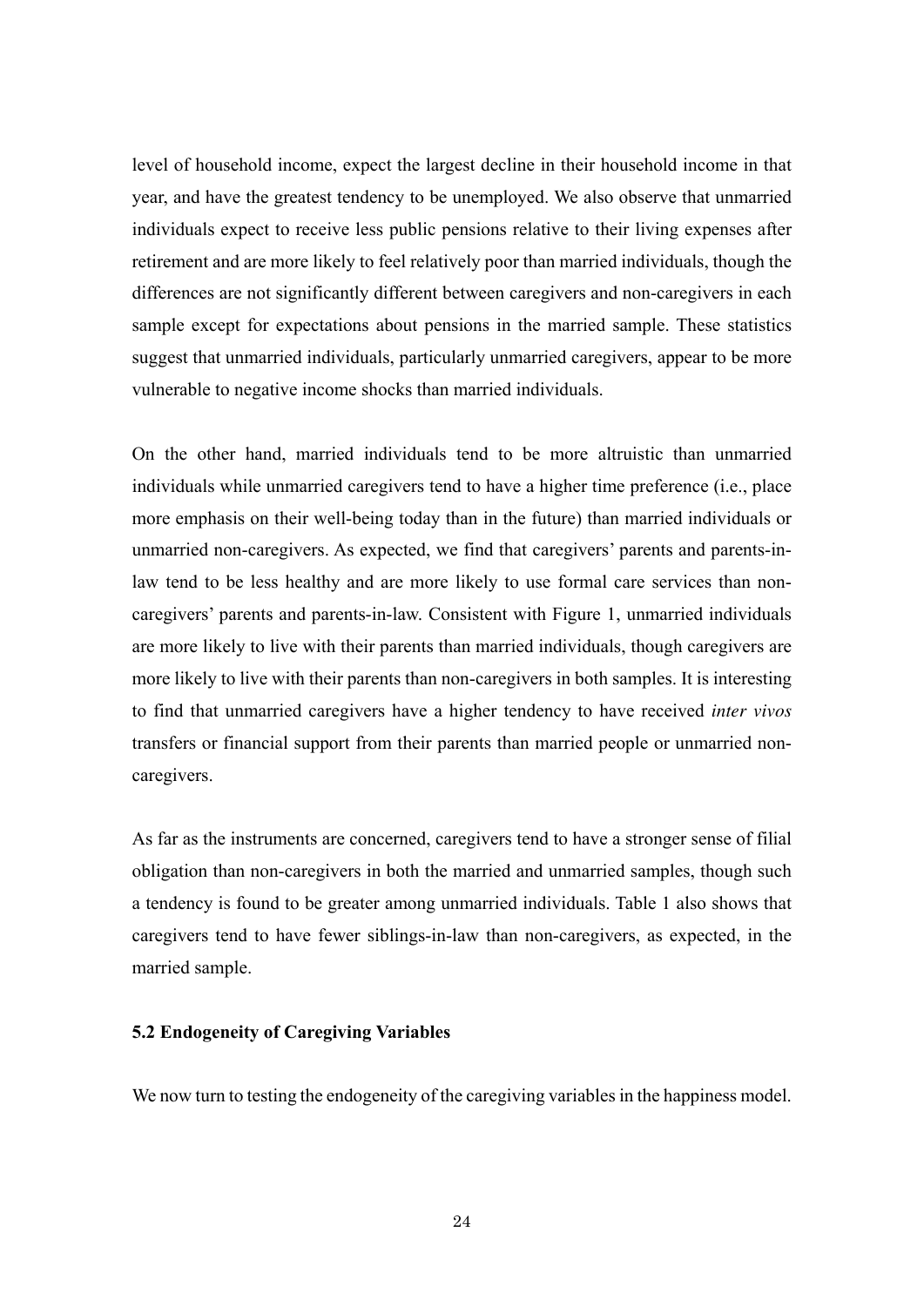level of household income, expect the largest decline in their household income in that year, and have the greatest tendency to be unemployed. We also observe that unmarried individuals expect to receive less public pensions relative to their living expenses after retirement and are more likely to feel relatively poor than married individuals, though the differences are not significantly different between caregivers and non-caregivers in each sample except for expectations about pensions in the married sample. These statistics suggest that unmarried individuals, particularly unmarried caregivers, appear to be more vulnerable to negative income shocks than married individuals.

On the other hand, married individuals tend to be more altruistic than unmarried individuals while unmarried caregivers tend to have a higher time preference (i.e., place more emphasis on their well-being today than in the future) than married individuals or unmarried non-caregivers. As expected, we find that caregivers' parents and parents-in-law tend to be less healthy and are more likely to use formal care services than non-caregivers' parents and parents-in-law. Consistent with Figure 1, unmarried individuals are more likely to live with their parents than married individuals, though caregivers are more likely to live with their parents than non-caregivers in both samples. It is interesting to find that unmarried caregivers have a higher tendency to have received *inter vivos* transfers or financial support from their parents than married people or unmarried non-caregivers.

As far as the instruments are concerned, caregivers tend to have a stronger sense of filial obligation than non-caregivers in both the married and unmarried samples, though such a tendency is found to be greater among unmarried individuals. Table 1 also shows that caregivers tend to have fewer siblings-in-law than non-caregivers, as expected, in the married sample.

### 5.2 Endogeneity of Caregiving Variables

We now turn to testing the endogeneity of the caregiving variables in the happiness model.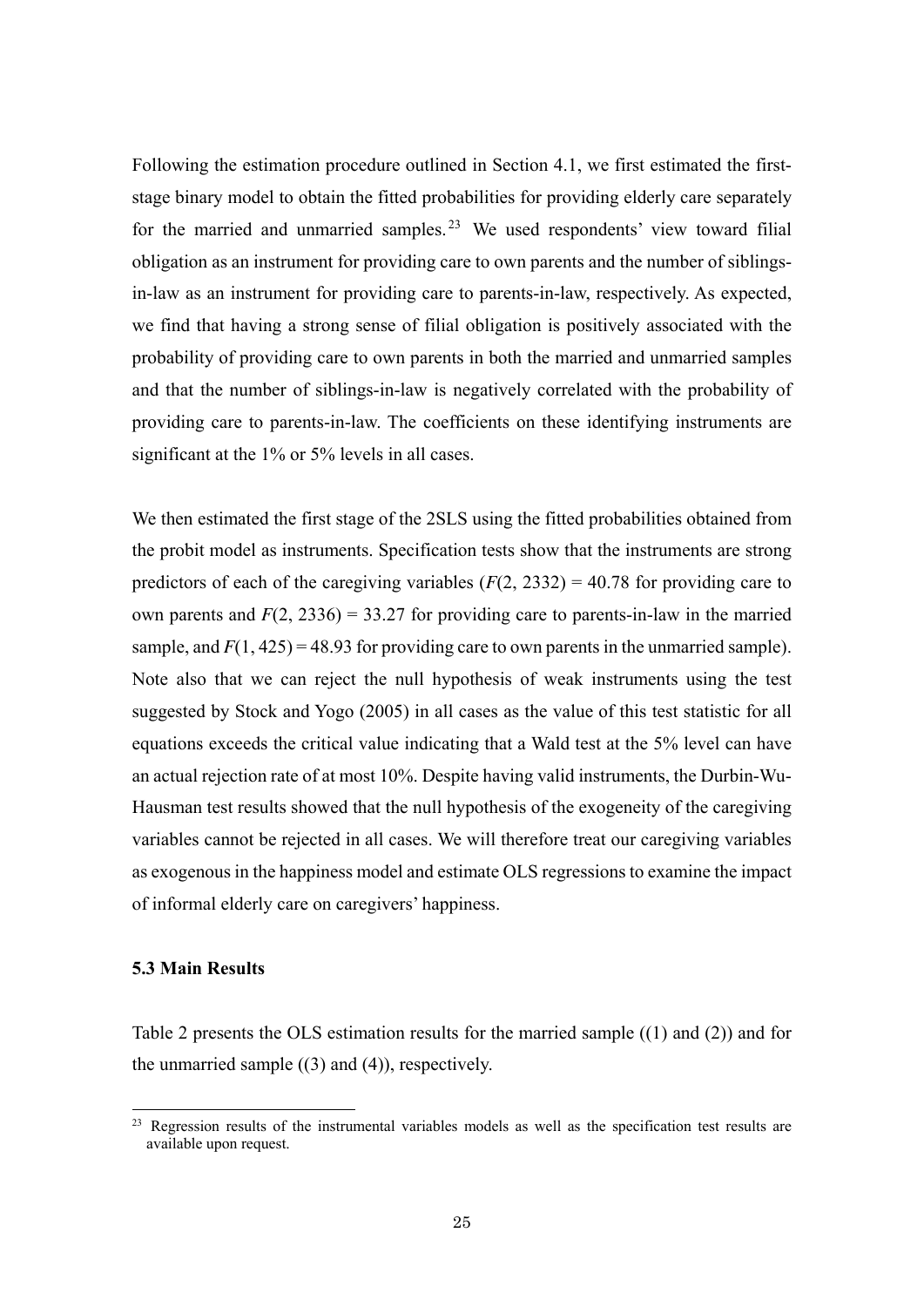Following the estimation procedure outlined in Section 4.1, we first estimated the first-stage binary model to obtain the fitted probabilities for providing elderly care separately for the married and unmarried samples.[23] We used respondents' view toward filial obligation as an instrument for providing care to own parents and the number of siblings-in-law as an instrument for providing care to parents-in-law, respectively. As expected, we find that having a strong sense of filial obligation is positively associated with the probability of providing care to own parents in both the married and unmarried samples and that the number of siblings-in-law is negatively correlated with the probability of providing care to parents-in-law. The coefficients on these identifying instruments are significant at the 1% or 5% levels in all cases.

We then estimated the first stage of the 2SLS using the fitted probabilities obtained from the probit model as instruments. Specification tests show that the instruments are strong predictors of each of the caregiving variables ($F(2, 2332) = 40.78$ for providing care to own parents and $F(2, 2336) = 33.27$ for providing care to parents-in-law in the married sample, and $F(1, 425) = 48.93$ for providing care to own parents in the unmarried sample). Note also that we can reject the null hypothesis of weak instruments using the test suggested by Stock and Yogo (2005) in all cases as the value of this test statistic for all equations exceeds the critical value indicating that a Wald test at the 5% level can have an actual rejection rate of at most 10%. Despite having valid instruments, the Durbin-Wu-Hausman test results showed that the null hypothesis of the exogeneity of the caregiving variables cannot be rejected in all cases. We will therefore treat our caregiving variables as exogenous in the happiness model and estimate OLS regressions to examine the impact of informal elderly care on caregivers' happiness.

### 5.3 Main Results

Table 2 presents the OLS estimation results for the married sample ((1) and (2)) and for the unmarried sample ((3) and (4)), respectively.

[23] Regression results of the instrumental variables models as well as the specification test results are available upon request.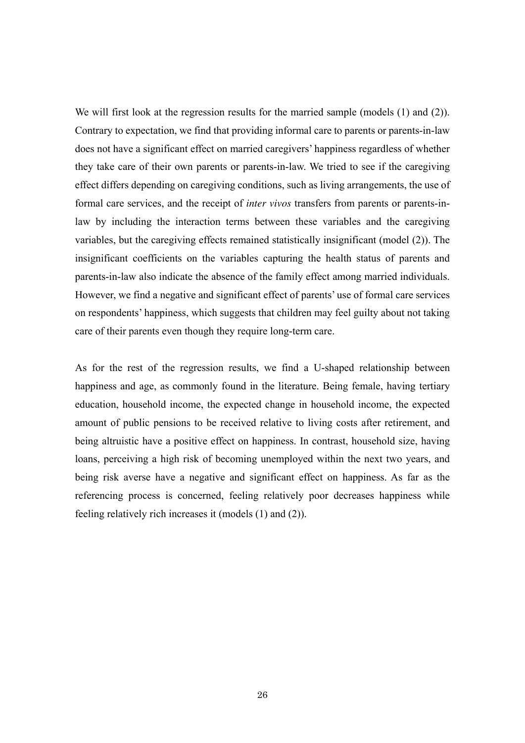We will first look at the regression results for the married sample (models (1) and (2)). Contrary to expectation, we find that providing informal care to parents or parents-in-law does not have a significant effect on married caregivers' happiness regardless of whether they take care of their own parents or parents-in-law. We tried to see if the caregiving effect differs depending on caregiving conditions, such as living arrangements, the use of formal care services, and the receipt of *inter vivos* transfers from parents or parents-in-law by including the interaction terms between these variables and the caregiving variables, but the caregiving effects remained statistically insignificant (model (2)). The insignificant coefficients on the variables capturing the health status of parents and parents-in-law also indicate the absence of the family effect among married individuals. However, we find a negative and significant effect of parents' use of formal care services on respondents' happiness, which suggests that children may feel guilty about not taking care of their parents even though they require long-term care.

As for the rest of the regression results, we find a U-shaped relationship between happiness and age, as commonly found in the literature. Being female, having tertiary education, household income, the expected change in household income, the expected amount of public pensions to be received relative to living costs after retirement, and being altruistic have a positive effect on happiness. In contrast, household size, having loans, perceiving a high risk of becoming unemployed within the next two years, and being risk averse have a negative and significant effect on happiness. As far as the referencing process is concerned, feeling relatively poor decreases happiness while feeling relatively rich increases it (models (1) and (2)).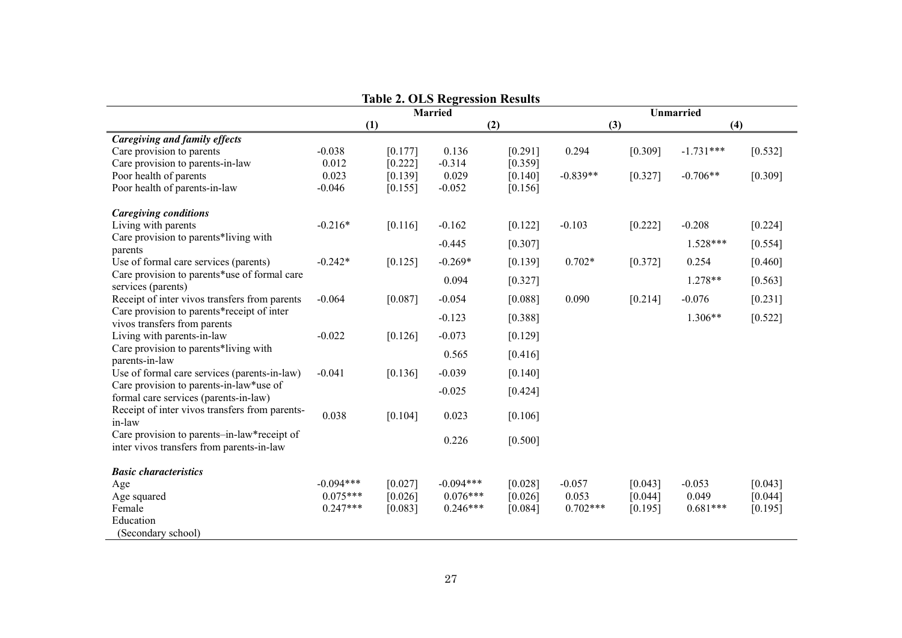**Table 2. OLS Regression Results**

| | Married | | | | Unmarried | | | |
|---|---|---|---|---|---|---|---|---|
| | (1) | | (2) | | (3) | | (4) | |
| ***Caregiving and family effects*** | | | | | | | | |
| Care provision to parents | -0.038 | [0.177] | 0.136 | [0.291] | 0.294 | [0.309] | -1.731*** | [0.532] |
| Care provision to parents-in-law | 0.012 | [0.222] | -0.314 | [0.359] | | | | |
| Poor health of parents | 0.023 | [0.139] | 0.029 | [0.140] | -0.839** | [0.327] | -0.706** | [0.309] |
| Poor health of parents-in-law | -0.046 | [0.155] | -0.052 | [0.156] | | | | |
| ***Caregiving conditions*** | | | | | | | | |
| Living with parents | -0.216* | [0.116] | -0.162 | [0.122] | -0.103 | [0.222] | -0.208 | [0.224] |
| Care provision to parents*living with parents | | | -0.445 | [0.307] | | | 1.528*** | [0.554] |
| Use of formal care services (parents) | -0.242* | [0.125] | -0.269* | [0.139] | 0.702* | [0.372] | 0.254 | [0.460] |
| Care provision to parents*use of formal care services (parents) | | | 0.094 | [0.327] | | | 1.278** | [0.563] |
| Receipt of inter vivos transfers from parents | -0.064 | [0.087] | -0.054 | [0.088] | 0.090 | [0.214] | -0.076 | [0.231] |
| Care provision to parents*receipt of inter vivos transfers from parents | | | -0.123 | [0.388] | | | 1.306** | [0.522] |
| Living with parents-in-law | -0.022 | [0.126] | -0.073 | [0.129] | | | | |
| Care provision to parents*living with parents-in-law | | | 0.565 | [0.416] | | | | |
| Use of formal care services (parents-in-law) | -0.041 | [0.136] | -0.039 | [0.140] | | | | |
| Care provision to parents-in-law*use of formal care services (parents-in-law) | | | -0.025 | [0.424] | | | | |
| Receipt of inter vivos transfers from parents-in-law | 0.038 | [0.104] | 0.023 | [0.106] | | | | |
| Care provision to parents–in-law*receipt of inter vivos transfers from parents-in-law | | | 0.226 | [0.500] | | | | |
| ***Basic characteristics*** | | | | | | | | |
| Age | -0.094*** | [0.027] | -0.094*** | [0.028] | -0.057 | [0.043] | -0.053 | [0.043] |
| Age squared | 0.075*** | [0.026] | 0.076*** | [0.026] | 0.053 | [0.044] | 0.049 | [0.044] |
| Female | 0.247*** | [0.083] | 0.246*** | [0.084] | 0.702*** | [0.195] | 0.681*** | [0.195] |
| Education | | | | | | | | |
| (Secondary school) | | | | | | | | |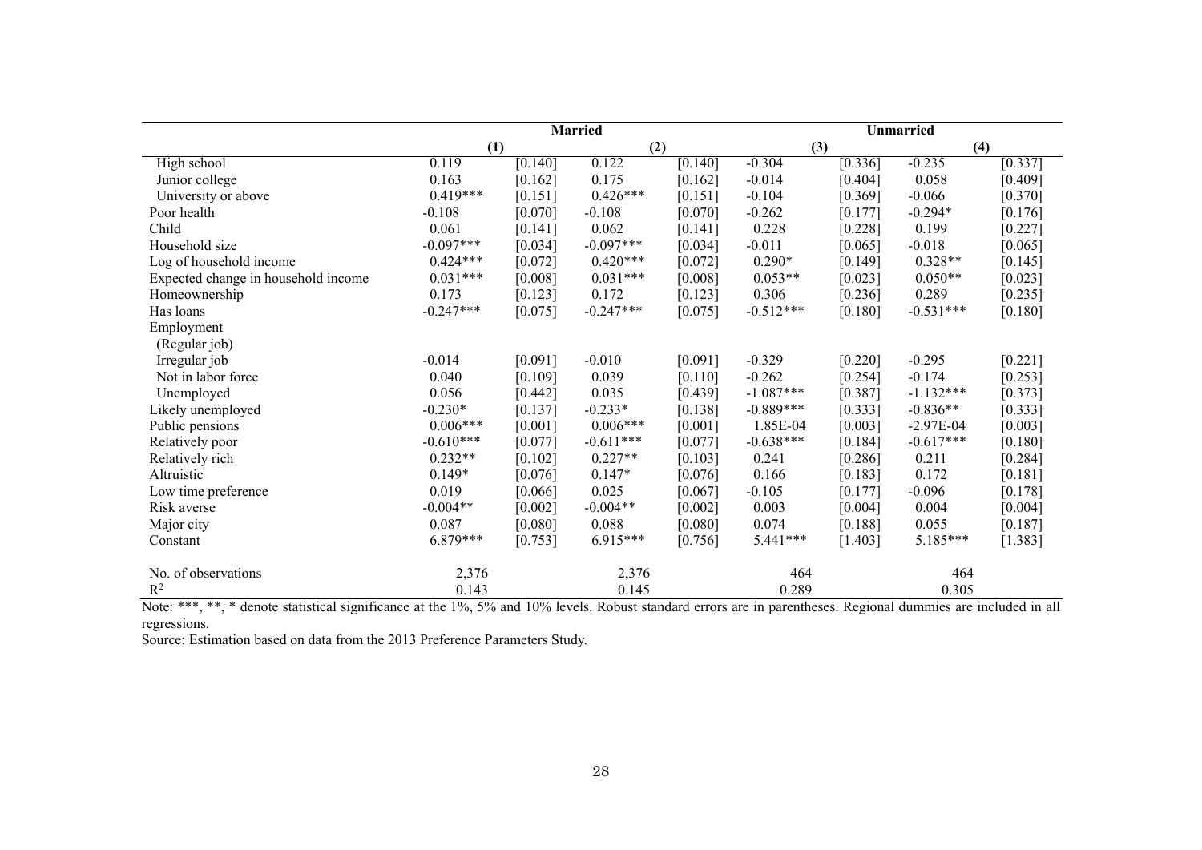| | Married | | | | Unmarried | | | |
|---|---|---|---|---|---|---|---|---|
| | (1) | | (2) | | (3) | | (4) | |
| High school | 0.119 | [0.140] | 0.122 | [0.140] | -0.304 | [0.336] | -0.235 | [0.337] |
| Junior college | 0.163 | [0.162] | 0.175 | [0.162] | -0.014 | [0.404] | 0.058 | [0.409] |
| University or above | 0.419*** | [0.151] | 0.426*** | [0.151] | -0.104 | [0.369] | -0.066 | [0.370] |
| Poor health | -0.108 | [0.070] | -0.108 | [0.070] | -0.262 | [0.177] | -0.294* | [0.176] |
| Child | 0.061 | [0.141] | 0.062 | [0.141] | 0.228 | [0.228] | 0.199 | [0.227] |
| Household size | -0.097*** | [0.034] | -0.097*** | [0.034] | -0.011 | [0.065] | -0.018 | [0.065] |
| Log of household income | 0.424*** | [0.072] | 0.420*** | [0.072] | 0.290* | [0.149] | 0.328** | [0.145] |
| Expected change in household income | 0.031*** | [0.008] | 0.031*** | [0.008] | 0.053** | [0.023] | 0.050** | [0.023] |
| Homeownership | 0.173 | [0.123] | 0.172 | [0.123] | 0.306 | [0.236] | 0.289 | [0.235] |
| Has loans | -0.247*** | [0.075] | -0.247*** | [0.075] | -0.512*** | [0.180] | -0.531*** | [0.180] |
| Employment | | | | | | | | |
| (Regular job) | | | | | | | | |
| Irregular job | -0.014 | [0.091] | -0.010 | [0.091] | -0.329 | [0.220] | -0.295 | [0.221] |
| Not in labor force | 0.040 | [0.109] | 0.039 | [0.110] | -0.262 | [0.254] | -0.174 | [0.253] |
| Unemployed | 0.056 | [0.442] | 0.035 | [0.439] | -1.087*** | [0.387] | -1.132*** | [0.373] |
| Likely unemployed | -0.230* | [0.137] | -0.233* | [0.138] | -0.889*** | [0.333] | -0.836** | [0.333] |
| Public pensions | 0.006*** | [0.001] | 0.006*** | [0.001] | 1.85E-04 | [0.003] | -2.97E-04 | [0.003] |
| Relatively poor | -0.610*** | [0.077] | -0.611*** | [0.077] | -0.638*** | [0.184] | -0.617*** | [0.180] |
| Relatively rich | 0.232** | [0.102] | 0.227** | [0.103] | 0.241 | [0.286] | 0.211 | [0.284] |
| Altruistic | 0.149* | [0.076] | 0.147* | [0.076] | 0.166 | [0.183] | 0.172 | [0.181] |
| Low time preference | 0.019 | [0.066] | 0.025 | [0.067] | -0.105 | [0.177] | -0.096 | [0.178] |
| Risk averse | -0.004** | [0.002] | -0.004** | [0.002] | 0.003 | [0.004] | 0.004 | [0.004] |
| Major city | 0.087 | [0.080] | 0.088 | [0.080] | 0.074 | [0.188] | 0.055 | [0.187] |
| Constant | 6.879*** | [0.753] | 6.915*** | [0.756] | 5.441*** | [1.403] | 5.185*** | [1.383] |
| No. of observations | 2,376 | | 2,376 | | 464 | | 464 | |
| $R^2$ | 0.143 | | 0.145 | | 0.289 | | 0.305 | |

Note: ***, **, * denote statistical significance at the 1%, 5% and 10% levels. Robust standard errors are in parentheses. Regional dummies are included in all regressions.

Source: Estimation based on data from the 2013 Preference Parameters Study.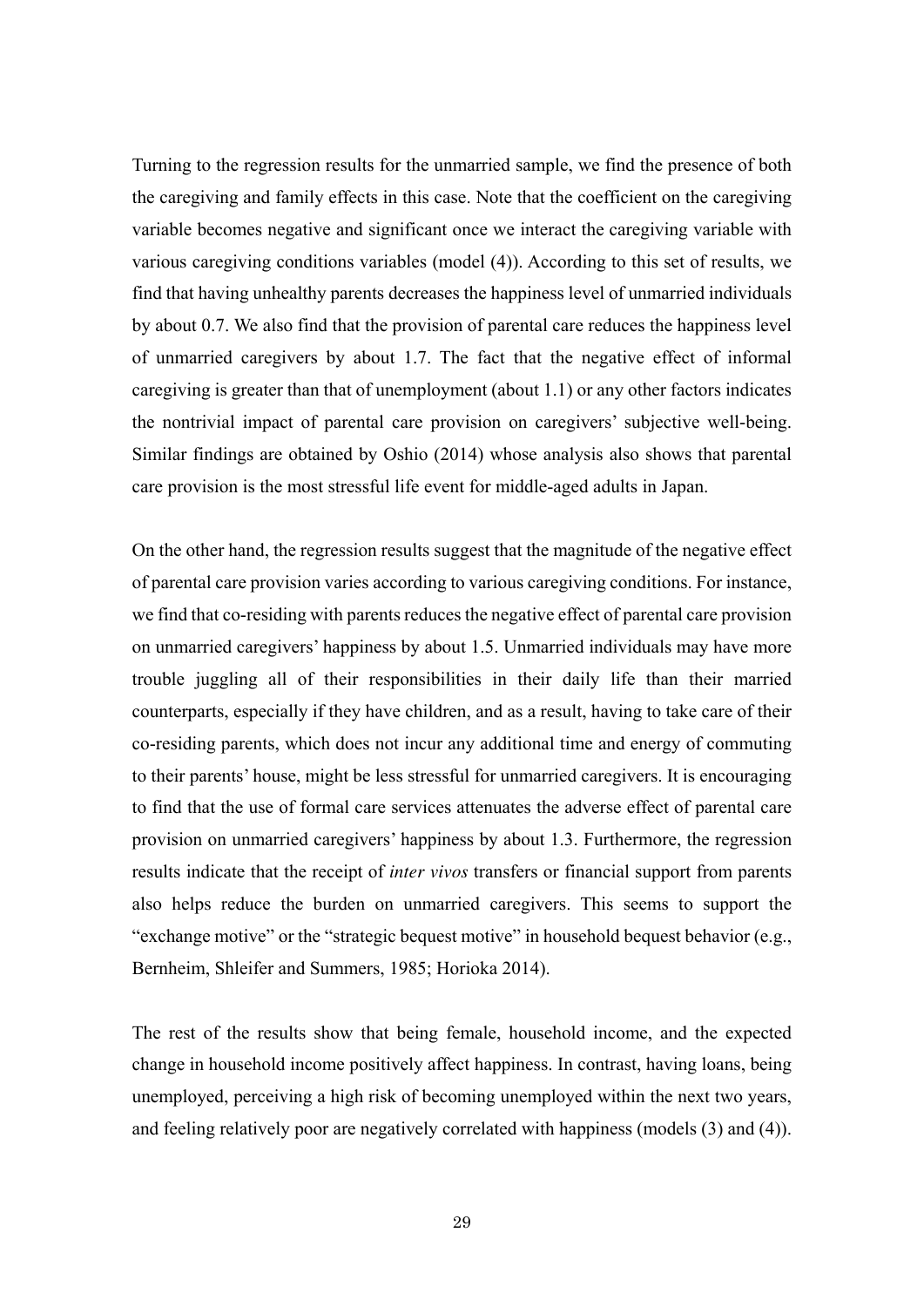Turning to the regression results for the unmarried sample, we find the presence of both the caregiving and family effects in this case. Note that the coefficient on the caregiving variable becomes negative and significant once we interact the caregiving variable with various caregiving conditions variables (model (4)). According to this set of results, we find that having unhealthy parents decreases the happiness level of unmarried individuals by about 0.7. We also find that the provision of parental care reduces the happiness level of unmarried caregivers by about 1.7. The fact that the negative effect of informal caregiving is greater than that of unemployment (about 1.1) or any other factors indicates the nontrivial impact of parental care provision on caregivers' subjective well-being. Similar findings are obtained by Oshio (2014) whose analysis also shows that parental care provision is the most stressful life event for middle-aged adults in Japan.

On the other hand, the regression results suggest that the magnitude of the negative effect of parental care provision varies according to various caregiving conditions. For instance, we find that co-residing with parents reduces the negative effect of parental care provision on unmarried caregivers' happiness by about 1.5. Unmarried individuals may have more trouble juggling all of their responsibilities in their daily life than their married counterparts, especially if they have children, and as a result, having to take care of their co-residing parents, which does not incur any additional time and energy of commuting to their parents' house, might be less stressful for unmarried caregivers. It is encouraging to find that the use of formal care services attenuates the adverse effect of parental care provision on unmarried caregivers' happiness by about 1.3. Furthermore, the regression results indicate that the receipt of *inter vivos* transfers or financial support from parents also helps reduce the burden on unmarried caregivers. This seems to support the "exchange motive" or the "strategic bequest motive" in household bequest behavior (e.g., Bernheim, Shleifer and Summers, 1985; Horioka 2014).

The rest of the results show that being female, household income, and the expected change in household income positively affect happiness. In contrast, having loans, being unemployed, perceiving a high risk of becoming unemployed within the next two years, and feeling relatively poor are negatively correlated with happiness (models (3) and (4)).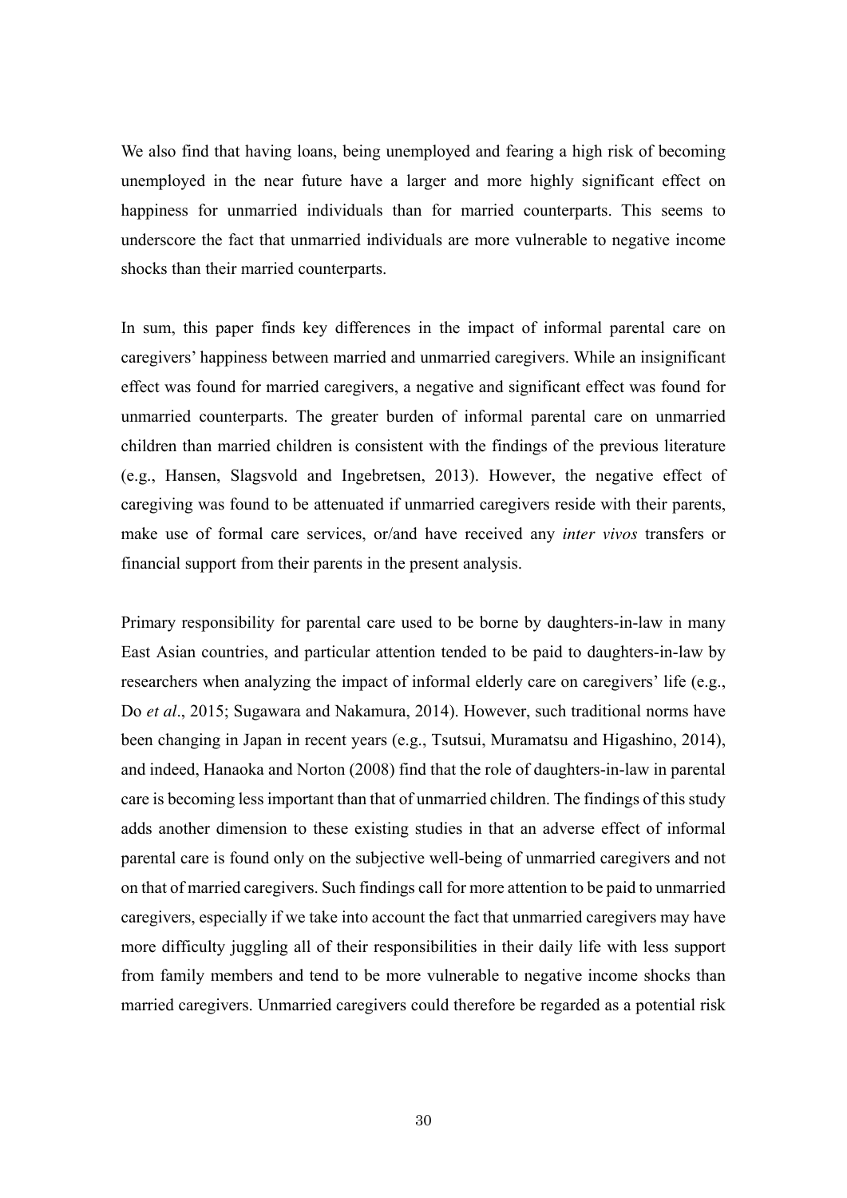We also find that having loans, being unemployed and fearing a high risk of becoming unemployed in the near future have a larger and more highly significant effect on happiness for unmarried individuals than for married counterparts. This seems to underscore the fact that unmarried individuals are more vulnerable to negative income shocks than their married counterparts.

In sum, this paper finds key differences in the impact of informal parental care on caregivers' happiness between married and unmarried caregivers. While an insignificant effect was found for married caregivers, a negative and significant effect was found for unmarried counterparts. The greater burden of informal parental care on unmarried children than married children is consistent with the findings of the previous literature (e.g., Hansen, Slagsvold and Ingebretsen, 2013). However, the negative effect of caregiving was found to be attenuated if unmarried caregivers reside with their parents, make use of formal care services, or/and have received any *inter vivos* transfers or financial support from their parents in the present analysis.

Primary responsibility for parental care used to be borne by daughters-in-law in many East Asian countries, and particular attention tended to be paid to daughters-in-law by researchers when analyzing the impact of informal elderly care on caregivers' life (e.g., Do *et al*., 2015; Sugawara and Nakamura, 2014). However, such traditional norms have been changing in Japan in recent years (e.g., Tsutsui, Muramatsu and Higashino, 2014), and indeed, Hanaoka and Norton (2008) find that the role of daughters-in-law in parental care is becoming less important than that of unmarried children. The findings of this study adds another dimension to these existing studies in that an adverse effect of informal parental care is found only on the subjective well-being of unmarried caregivers and not on that of married caregivers. Such findings call for more attention to be paid to unmarried caregivers, especially if we take into account the fact that unmarried caregivers may have more difficulty juggling all of their responsibilities in their daily life with less support from family members and tend to be more vulnerable to negative income shocks than married caregivers. Unmarried caregivers could therefore be regarded as a potential risk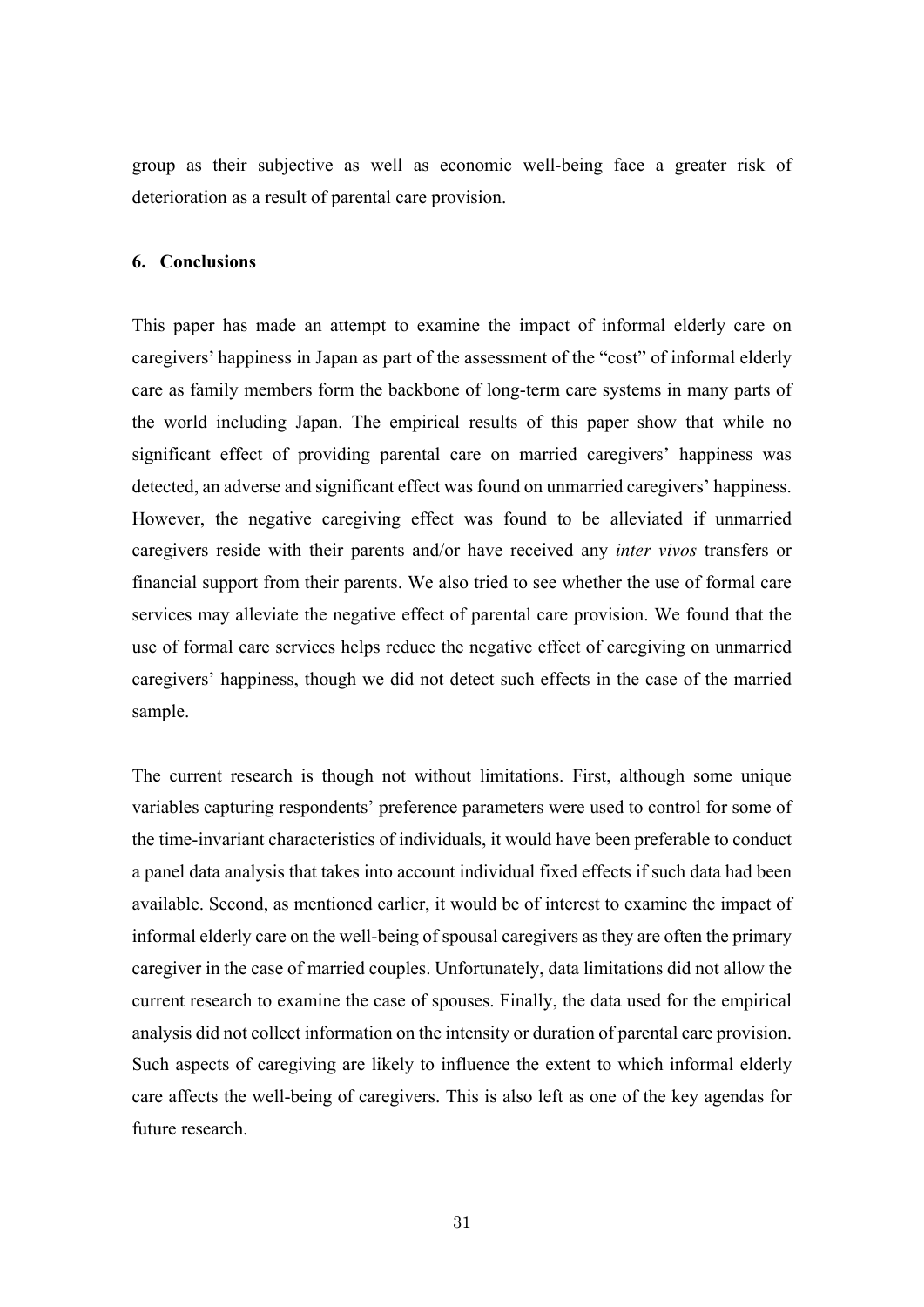group as their subjective as well as economic well-being face a greater risk of deterioration as a result of parental care provision.

## 6. Conclusions

This paper has made an attempt to examine the impact of informal elderly care on caregivers' happiness in Japan as part of the assessment of the "cost" of informal elderly care as family members form the backbone of long-term care systems in many parts of the world including Japan. The empirical results of this paper show that while no significant effect of providing parental care on married caregivers' happiness was detected, an adverse and significant effect was found on unmarried caregivers' happiness. However, the negative caregiving effect was found to be alleviated if unmarried caregivers reside with their parents and/or have received any *inter vivos* transfers or financial support from their parents. We also tried to see whether the use of formal care services may alleviate the negative effect of parental care provision. We found that the use of formal care services helps reduce the negative effect of caregiving on unmarried caregivers' happiness, though we did not detect such effects in the case of the married sample.

The current research is though not without limitations. First, although some unique variables capturing respondents' preference parameters were used to control for some of the time-invariant characteristics of individuals, it would have been preferable to conduct a panel data analysis that takes into account individual fixed effects if such data had been available. Second, as mentioned earlier, it would be of interest to examine the impact of informal elderly care on the well-being of spousal caregivers as they are often the primary caregiver in the case of married couples. Unfortunately, data limitations did not allow the current research to examine the case of spouses. Finally, the data used for the empirical analysis did not collect information on the intensity or duration of parental care provision. Such aspects of caregiving are likely to influence the extent to which informal elderly care affects the well-being of caregivers. This is also left as one of the key agendas for future research.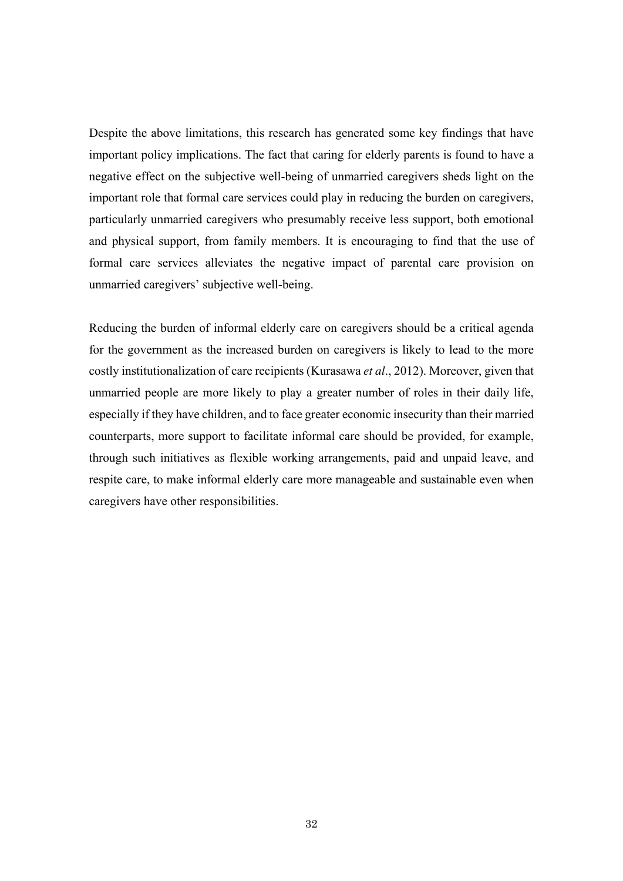Despite the above limitations, this research has generated some key findings that have important policy implications. The fact that caring for elderly parents is found to have a negative effect on the subjective well-being of unmarried caregivers sheds light on the important role that formal care services could play in reducing the burden on caregivers, particularly unmarried caregivers who presumably receive less support, both emotional and physical support, from family members. It is encouraging to find that the use of formal care services alleviates the negative impact of parental care provision on unmarried caregivers' subjective well-being.

Reducing the burden of informal elderly care on caregivers should be a critical agenda for the government as the increased burden on caregivers is likely to lead to the more costly institutionalization of care recipients (Kurasawa *et al*., 2012). Moreover, given that unmarried people are more likely to play a greater number of roles in their daily life, especially if they have children, and to face greater economic insecurity than their married counterparts, more support to facilitate informal care should be provided, for example, through such initiatives as flexible working arrangements, paid and unpaid leave, and respite care, to make informal elderly care more manageable and sustainable even when caregivers have other responsibilities.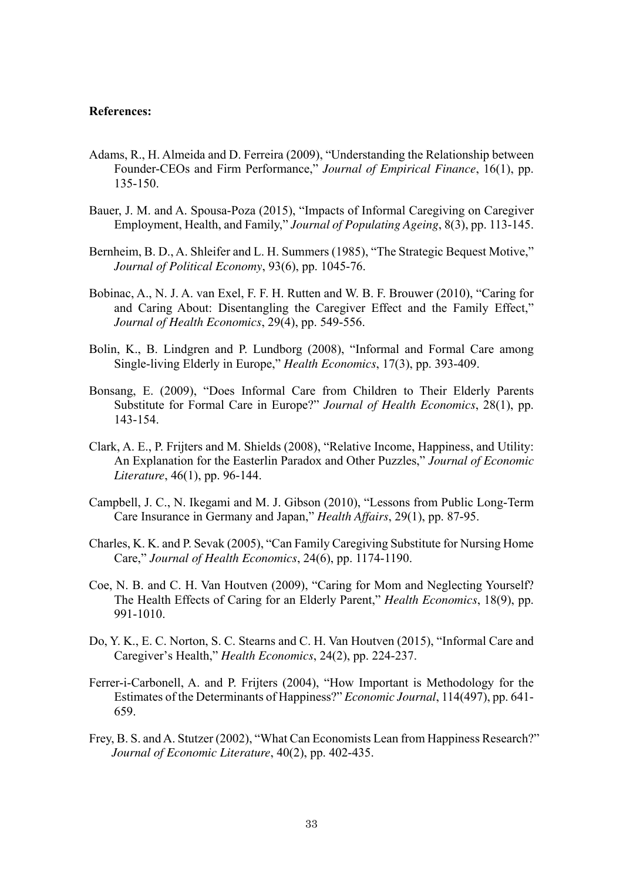**References:**

Adams, R., H. Almeida and D. Ferreira (2009), "Understanding the Relationship between Founder-CEOs and Firm Performance," *Journal of Empirical Finance*, 16(1), pp. 135-150.

Bauer, J. M. and A. Spousa-Poza (2015), "Impacts of Informal Caregiving on Caregiver Employment, Health, and Family," *Journal of Populating Ageing*, 8(3), pp. 113-145.

Bernheim, B. D., A. Shleifer and L. H. Summers (1985), "The Strategic Bequest Motive," *Journal of Political Economy*, 93(6), pp. 1045-76.

Bobinac, A., N. J. A. van Exel, F. F. H. Rutten and W. B. F. Brouwer (2010), "Caring for and Caring About: Disentangling the Caregiver Effect and the Family Effect," *Journal of Health Economics*, 29(4), pp. 549-556.

Bolin, K., B. Lindgren and P. Lundborg (2008), "Informal and Formal Care among Single-living Elderly in Europe," *Health Economics*, 17(3), pp. 393-409.

Bonsang, E. (2009), "Does Informal Care from Children to Their Elderly Parents Substitute for Formal Care in Europe?" *Journal of Health Economics*, 28(1), pp. 143-154.

Clark, A. E., P. Frijters and M. Shields (2008), "Relative Income, Happiness, and Utility: An Explanation for the Easterlin Paradox and Other Puzzles," *Journal of Economic Literature*, 46(1), pp. 96-144.

Campbell, J. C., N. Ikegami and M. J. Gibson (2010), "Lessons from Public Long-Term Care Insurance in Germany and Japan," *Health Affairs*, 29(1), pp. 87-95.

Charles, K. K. and P. Sevak (2005), "Can Family Caregiving Substitute for Nursing Home Care," *Journal of Health Economics*, 24(6), pp. 1174-1190.

Coe, N. B. and C. H. Van Houtven (2009), "Caring for Mom and Neglecting Yourself? The Health Effects of Caring for an Elderly Parent," *Health Economics*, 18(9), pp. 991-1010.

Do, Y. K., E. C. Norton, S. C. Stearns and C. H. Van Houtven (2015), "Informal Care and Caregiver's Health," *Health Economics*, 24(2), pp. 224-237.

Ferrer-i-Carbonell, A. and P. Frijters (2004), "How Important is Methodology for the Estimates of the Determinants of Happiness?" *Economic Journal*, 114(497), pp. 641-659.

Frey, B. S. and A. Stutzer (2002), "What Can Economists Lean from Happiness Research?" *Journal of Economic Literature*, 40(2), pp. 402-435.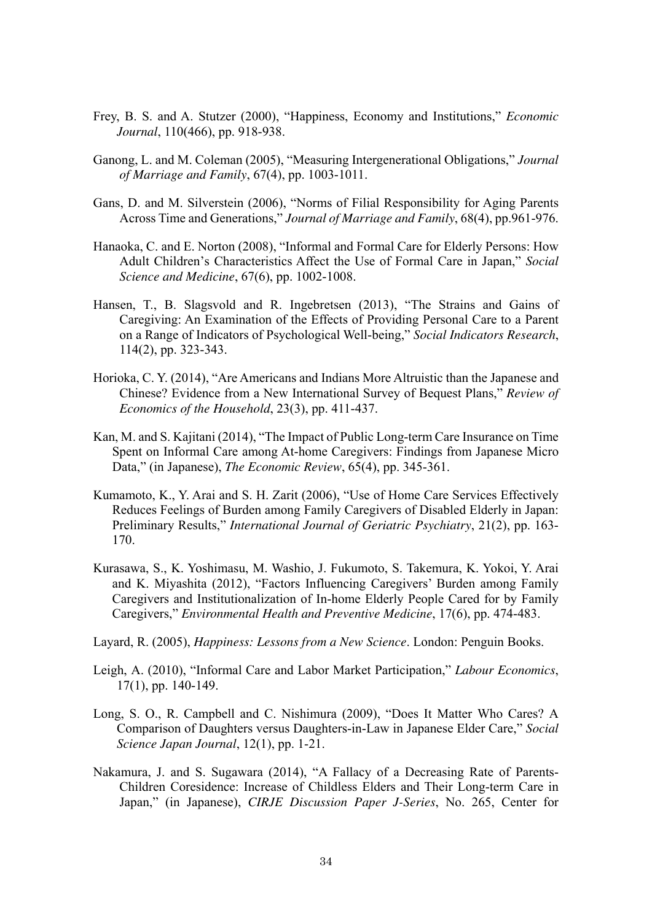Frey, B. S. and A. Stutzer (2000), "Happiness, Economy and Institutions," *Economic Journal*, 110(466), pp. 918-938.

Ganong, L. and M. Coleman (2005), "Measuring Intergenerational Obligations," *Journal of Marriage and Family*, 67(4), pp. 1003-1011.

Gans, D. and M. Silverstein (2006), "Norms of Filial Responsibility for Aging Parents Across Time and Generations," *Journal of Marriage and Family*, 68(4), pp.961-976.

Hanaoka, C. and E. Norton (2008), "Informal and Formal Care for Elderly Persons: How Adult Children's Characteristics Affect the Use of Formal Care in Japan," *Social Science and Medicine*, 67(6), pp. 1002-1008.

Hansen, T., B. Slagsvold and R. Ingebretsen (2013), "The Strains and Gains of Caregiving: An Examination of the Effects of Providing Personal Care to a Parent on a Range of Indicators of Psychological Well-being," *Social Indicators Research*, 114(2), pp. 323-343.

Horioka, C. Y. (2014), "Are Americans and Indians More Altruistic than the Japanese and Chinese? Evidence from a New International Survey of Bequest Plans," *Review of Economics of the Household*, 23(3), pp. 411-437.

Kan, M. and S. Kajitani (2014), "The Impact of Public Long-term Care Insurance on Time Spent on Informal Care among At-home Caregivers: Findings from Japanese Micro Data," (in Japanese), *The Economic Review*, 65(4), pp. 345-361.

Kumamoto, K., Y. Arai and S. H. Zarit (2006), "Use of Home Care Services Effectively Reduces Feelings of Burden among Family Caregivers of Disabled Elderly in Japan: Preliminary Results," *International Journal of Geriatric Psychiatry*, 21(2), pp. 163-170.

Kurasawa, S., K. Yoshimasu, M. Washio, J. Fukumoto, S. Takemura, K. Yokoi, Y. Arai and K. Miyashita (2012), "Factors Influencing Caregivers' Burden among Family Caregivers and Institutionalization of In-home Elderly People Cared for by Family Caregivers," *Environmental Health and Preventive Medicine*, 17(6), pp. 474-483.

Layard, R. (2005), *Happiness: Lessons from a New Science*. London: Penguin Books.

Leigh, A. (2010), "Informal Care and Labor Market Participation," *Labour Economics*, 17(1), pp. 140-149.

Long, S. O., R. Campbell and C. Nishimura (2009), "Does It Matter Who Cares? A Comparison of Daughters versus Daughters-in-Law in Japanese Elder Care," *Social Science Japan Journal*, 12(1), pp. 1-21.

Nakamura, J. and S. Sugawara (2014), "A Fallacy of a Decreasing Rate of Parents-Children Coresidence: Increase of Childless Elders and Their Long-term Care in Japan," (in Japanese), *CIRJE Discussion Paper J-Series*, No. 265, Center for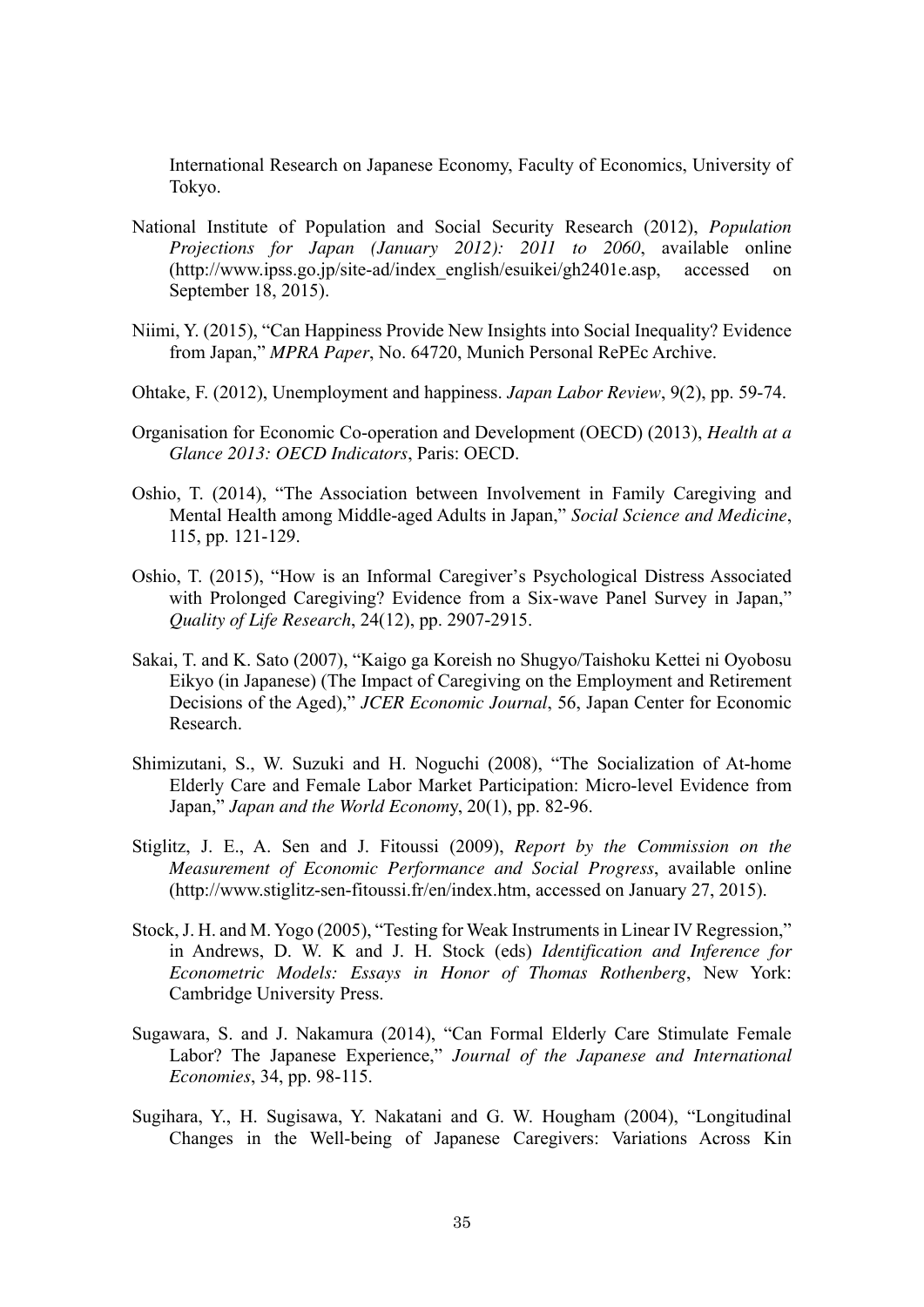International Research on Japanese Economy, Faculty of Economics, University of Tokyo.

National Institute of Population and Social Security Research (2012), *Population Projections for Japan (January 2012): 2011 to 2060*, available online (http://www.ipss.go.jp/site-ad/index_english/esuikei/gh2401e.asp, accessed on September 18, 2015).

Niimi, Y. (2015), "Can Happiness Provide New Insights into Social Inequality? Evidence from Japan," *MPRA Paper*, No. 64720, Munich Personal RePEc Archive.

Ohtake, F. (2012), Unemployment and happiness. *Japan Labor Review*, 9(2), pp. 59-74.

Organisation for Economic Co-operation and Development (OECD) (2013), *Health at a Glance 2013: OECD Indicators*, Paris: OECD.

Oshio, T. (2014), "The Association between Involvement in Family Caregiving and Mental Health among Middle-aged Adults in Japan," *Social Science and Medicine*, 115, pp. 121-129.

Oshio, T. (2015), "How is an Informal Caregiver's Psychological Distress Associated with Prolonged Caregiving? Evidence from a Six-wave Panel Survey in Japan," *Quality of Life Research*, 24(12), pp. 2907-2915.

Sakai, T. and K. Sato (2007), "Kaigo ga Koreish no Shugyo/Taishoku Kettei ni Oyobosu Eikyo (in Japanese) (The Impact of Caregiving on the Employment and Retirement Decisions of the Aged)," *JCER Economic Journal*, 56, Japan Center for Economic Research.

Shimizutani, S., W. Suzuki and H. Noguchi (2008), "The Socialization of At-home Elderly Care and Female Labor Market Participation: Micro-level Evidence from Japan," *Japan and the World Economy*, 20(1), pp. 82-96.

Stiglitz, J. E., A. Sen and J. Fitoussi (2009), *Report by the Commission on the Measurement of Economic Performance and Social Progress*, available online (http://www.stiglitz-sen-fitoussi.fr/en/index.htm, accessed on January 27, 2015).

Stock, J. H. and M. Yogo (2005), "Testing for Weak Instruments in Linear IV Regression," in Andrews, D. W. K and J. H. Stock (eds) *Identification and Inference for Econometric Models: Essays in Honor of Thomas Rothenberg*, New York: Cambridge University Press.

Sugawara, S. and J. Nakamura (2014), "Can Formal Elderly Care Stimulate Female Labor? The Japanese Experience," *Journal of the Japanese and International Economies*, 34, pp. 98-115.

Sugihara, Y., H. Sugisawa, Y. Nakatani and G. W. Hougham (2004), "Longitudinal Changes in the Well-being of Japanese Caregivers: Variations Across Kin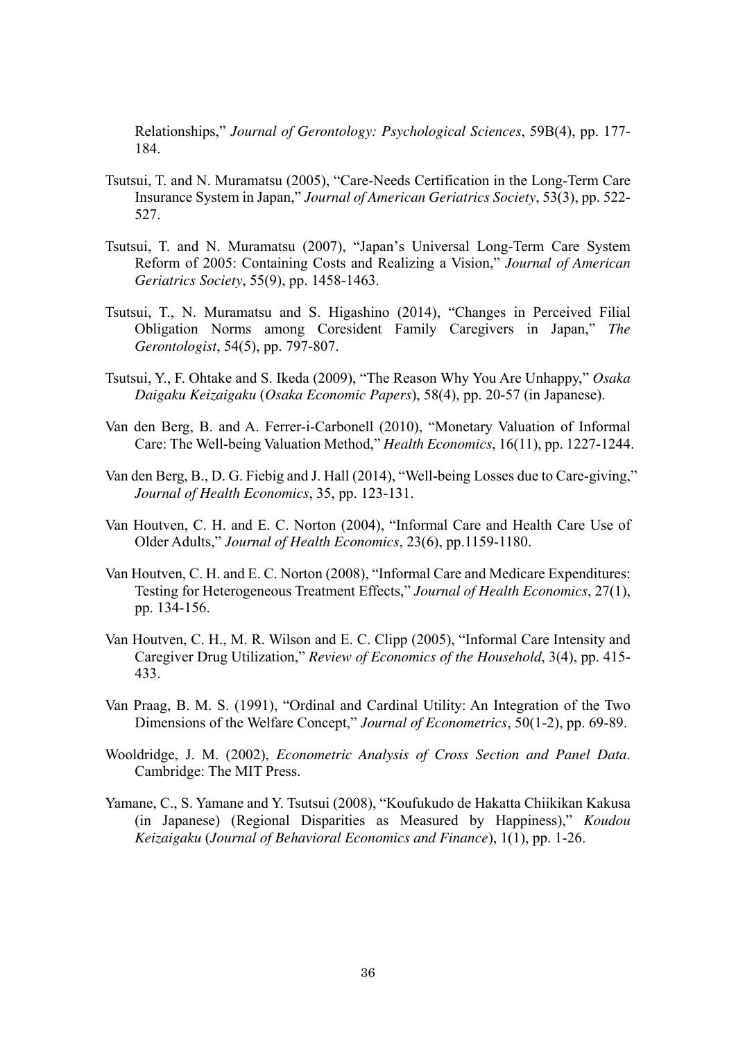Relationships," *Journal of Gerontology: Psychological Sciences*, 59B(4), pp. 177-184.

Tsutsui, T. and N. Muramatsu (2005), "Care-Needs Certification in the Long-Term Care Insurance System in Japan," *Journal of American Geriatrics Society*, 53(3), pp. 522-527.

Tsutsui, T. and N. Muramatsu (2007), "Japan's Universal Long-Term Care System Reform of 2005: Containing Costs and Realizing a Vision," *Journal of American Geriatrics Society*, 55(9), pp. 1458-1463.

Tsutsui, T., N. Muramatsu and S. Higashino (2014), "Changes in Perceived Filial Obligation Norms among Coresident Family Caregivers in Japan," *The Gerontologist*, 54(5), pp. 797-807.

Tsutsui, Y., F. Ohtake and S. Ikeda (2009), "The Reason Why You Are Unhappy," *Osaka Daigaku Keizaigaku* (*Osaka Economic Papers*), 58(4), pp. 20-57 (in Japanese).

Van den Berg, B. and A. Ferrer-i-Carbonell (2010), "Monetary Valuation of Informal Care: The Well-being Valuation Method," *Health Economics*, 16(11), pp. 1227-1244.

Van den Berg, B., D. G. Fiebig and J. Hall (2014), "Well-being Losses due to Care-giving," *Journal of Health Economics*, 35, pp. 123-131.

Van Houtven, C. H. and E. C. Norton (2004), "Informal Care and Health Care Use of Older Adults," *Journal of Health Economics*, 23(6), pp.1159-1180.

Van Houtven, C. H. and E. C. Norton (2008), "Informal Care and Medicare Expenditures: Testing for Heterogeneous Treatment Effects," *Journal of Health Economics*, 27(1), pp. 134-156.

Van Houtven, C. H., M. R. Wilson and E. C. Clipp (2005), "Informal Care Intensity and Caregiver Drug Utilization," *Review of Economics of the Household*, 3(4), pp. 415-433.

Van Praag, B. M. S. (1991), "Ordinal and Cardinal Utility: An Integration of the Two Dimensions of the Welfare Concept," *Journal of Econometrics*, 50(1-2), pp. 69-89.

Wooldridge, J. M. (2002), *Econometric Analysis of Cross Section and Panel Data*. Cambridge: The MIT Press.

Yamane, C., S. Yamane and Y. Tsutsui (2008), "Koufukudo de Hakatta Chiikikan Kakusa (in Japanese) (Regional Disparities as Measured by Happiness)," *Koudou Keizaigaku* (*Journal of Behavioral Economics and Finance*), 1(1), pp. 1-26.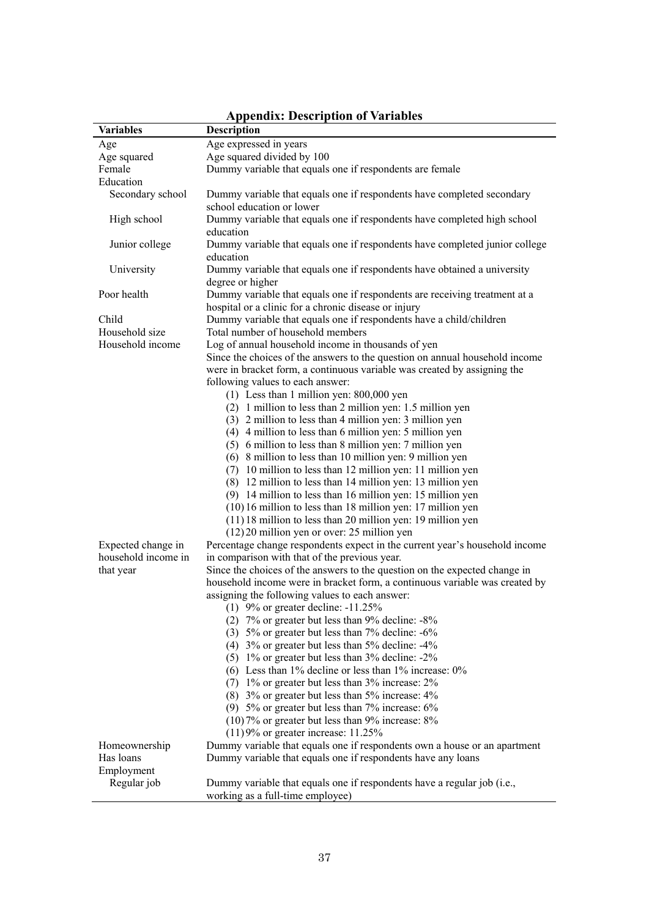## Appendix: Description of Variables

| Variables | Description |
|---|---|
| Age | Age expressed in years |
| Age squared | Age squared divided by 100 |
| Female | Dummy variable that equals one if respondents are female |
| Education | |
| Secondary school | Dummy variable that equals one if respondents have completed secondary school education or lower |
| High school | Dummy variable that equals one if respondents have completed high school education |
| Junior college | Dummy variable that equals one if respondents have completed junior college education |
| University | Dummy variable that equals one if respondents have obtained a university degree or higher |
| Poor health | Dummy variable that equals one if respondents are receiving treatment at a hospital or a clinic for a chronic disease or injury |
| Child | Dummy variable that equals one if respondents have a child/children |
| Household size | Total number of household members |
| Household income | Log of annual household income in thousands of yen<br>Since the choices of the answers to the question on annual household income were in bracket form, a continuous variable was created by assigning the following values to each answer:<br>(1) Less than 1 million yen: 800,000 yen<br>(2) 1 million to less than 2 million yen: 1.5 million yen<br>(3) 2 million to less than 4 million yen: 3 million yen<br>(4) 4 million to less than 6 million yen: 5 million yen<br>(5) 6 million to less than 8 million yen: 7 million yen<br>(6) 8 million to less than 10 million yen: 9 million yen<br>(7) 10 million to less than 12 million yen: 11 million yen<br>(8) 12 million to less than 14 million yen: 13 million yen<br>(9) 14 million to less than 16 million yen: 15 million yen<br>(10) 16 million to less than 18 million yen: 17 million yen<br>(11) 18 million to less than 20 million yen: 19 million yen<br>(12) 20 million yen or over: 25 million yen |
| Expected change in household income in that year | Percentage change respondents expect in the current year's household income in comparison with that of the previous year.<br>Since the choices of the answers to the question on the expected change in household income were in bracket form, a continuous variable was created by assigning the following values to each answer:<br>(1) 9% or greater decline: -11.25%<br>(2) 7% or greater but less than 9% decline: -8%<br>(3) 5% or greater but less than 7% decline: -6%<br>(4) 3% or greater but less than 5% decline: -4%<br>(5) 1% or greater but less than 3% decline: -2%<br>(6) Less than 1% decline or less than 1% increase: 0%<br>(7) 1% or greater but less than 3% increase: 2%<br>(8) 3% or greater but less than 5% increase: 4%<br>(9) 5% or greater but less than 7% increase: 6%<br>(10) 7% or greater but less than 9% increase: 8%<br>(11) 9% or greater increase: 11.25% |
| Homeownership | Dummy variable that equals one if respondents own a house or an apartment |
| Has loans | Dummy variable that equals one if respondents have any loans |
| Employment | |
| Regular job | Dummy variable that equals one if respondents have a regular job (i.e., working as a full-time employee) |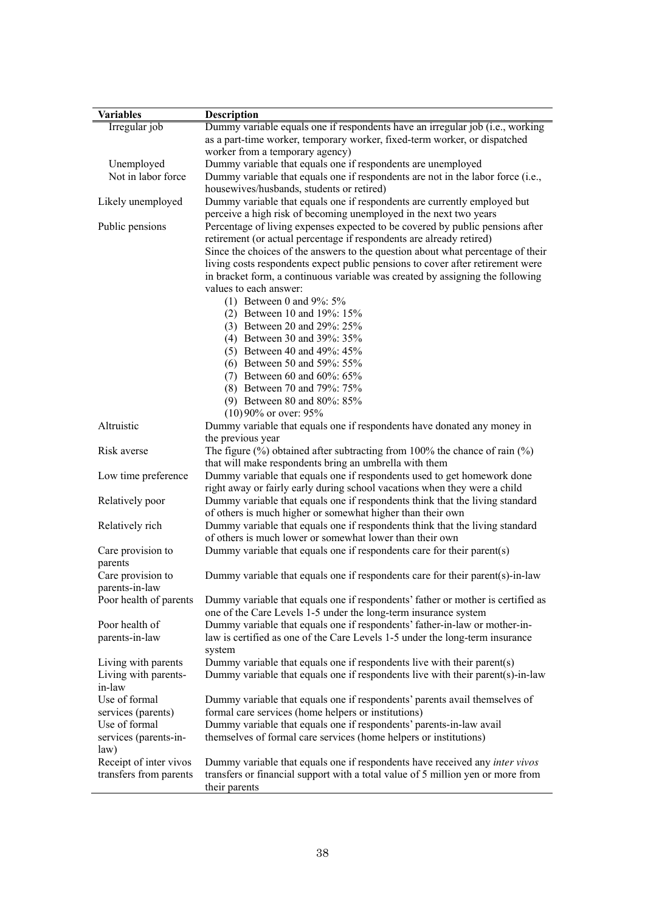| Variables | Description |
|---|---|
| Irregular job | Dummy variable equals one if respondents have an irregular job (i.e., working as a part-time worker, temporary worker, fixed-term worker, or dispatched worker from a temporary agency) |
| Unemployed | Dummy variable that equals one if respondents are unemployed |
| Not in labor force | Dummy variable that equals one if respondents are not in the labor force (i.e., housewives/husbands, students or retired) |
| Likely unemployed | Dummy variable that equals one if respondents are currently employed but perceive a high risk of becoming unemployed in the next two years |
| Public pensions | Percentage of living expenses expected to be covered by public pensions after retirement (or actual percentage if respondents are already retired)<br>Since the choices of the answers to the question about what percentage of their living costs respondents expect public pensions to cover after retirement were in bracket form, a continuous variable was created by assigning the following values to each answer:<br>(1) Between 0 and 9%: 5%<br>(2) Between 10 and 19%: 15%<br>(3) Between 20 and 29%: 25%<br>(4) Between 30 and 39%: 35%<br>(5) Between 40 and 49%: 45%<br>(6) Between 50 and 59%: 55%<br>(7) Between 60 and 60%: 65%<br>(8) Between 70 and 79%: 75%<br>(9) Between 80 and 80%: 85%<br>(10) 90% or over: 95% |
| Altruistic | Dummy variable that equals one if respondents have donated any money in the previous year |
| Risk averse | The figure (%) obtained after subtracting from 100% the chance of rain (%) that will make respondents bring an umbrella with them |
| Low time preference | Dummy variable that equals one if respondents used to get homework done right away or fairly early during school vacations when they were a child |
| Relatively poor | Dummy variable that equals one if respondents think that the living standard of others is much higher or somewhat higher than their own |
| Relatively rich | Dummy variable that equals one if respondents think that the living standard of others is much lower or somewhat lower than their own |
| Care provision to parents | Dummy variable that equals one if respondents care for their parent(s) |
| Care provision to parents-in-law | Dummy variable that equals one if respondents care for their parent(s)-in-law |
| Poor health of parents | Dummy variable that equals one if respondents' father or mother is certified as one of the Care Levels 1-5 under the long-term insurance system |
| Poor health of parents-in-law | Dummy variable that equals one if respondents' father-in-law or mother-in-law is certified as one of the Care Levels 1-5 under the long-term insurance system |
| Living with parents | Dummy variable that equals one if respondents live with their parent(s) |
| Living with parents-in-law | Dummy variable that equals one if respondents live with their parent(s)-in-law |
| Use of formal services (parents) | Dummy variable that equals one if respondents' parents avail themselves of formal care services (home helpers or institutions) |
| Use of formal services (parents-in-law) | Dummy variable that equals one if respondents' parents-in-law avail themselves of formal care services (home helpers or institutions) |
| Receipt of inter vivos transfers from parents | Dummy variable that equals one if respondents have received any *inter vivos* transfers or financial support with a total value of 5 million yen or more from their parents |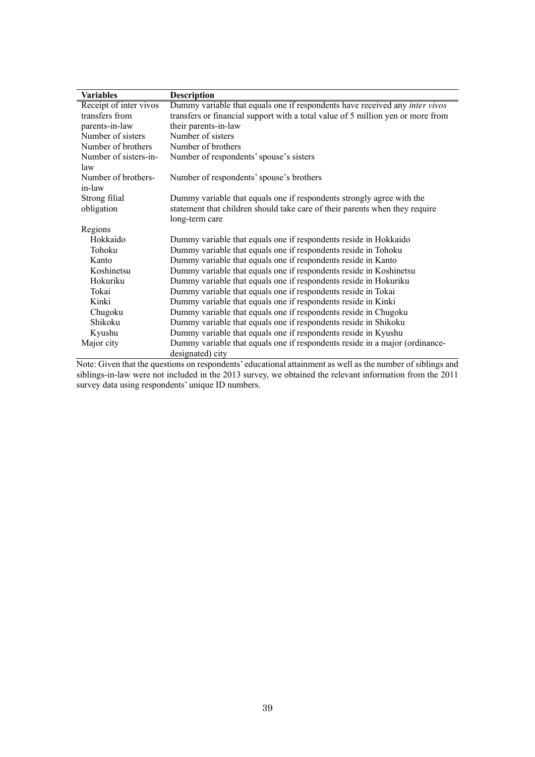| **Variables** | **Description** |
|---|---|
| Receipt of inter vivos transfers from parents-in-law | Dummy variable that equals one if respondents have received any *inter vivos* transfers or financial support with a total value of 5 million yen or more from their parents-in-law |
| Number of sisters | Number of sisters |
| Number of brothers | Number of brothers |
| Number of sisters-in-law | Number of respondents' spouse's sisters |
| Number of brothers-in-law | Number of respondents' spouse's brothers |
| Strong filial obligation | Dummy variable that equals one if respondents strongly agree with the statement that children should take care of their parents when they require long-term care |
| Regions | |
| Hokkaido | Dummy variable that equals one if respondents reside in Hokkaido |
| Tohoku | Dummy variable that equals one if respondents reside in Tohoku |
| Kanto | Dummy variable that equals one if respondents reside in Kanto |
| Koshinetsu | Dummy variable that equals one if respondents reside in Koshinetsu |
| Hokuriku | Dummy variable that equals one if respondents reside in Hokuriku |
| Tokai | Dummy variable that equals one if respondents reside in Tokai |
| Kinki | Dummy variable that equals one if respondents reside in Kinki |
| Chugoku | Dummy variable that equals one if respondents reside in Chugoku |
| Shikoku | Dummy variable that equals one if respondents reside in Shikoku |
| Kyushu | Dummy variable that equals one if respondents reside in Kyushu |
| Major city | Dummy variable that equals one if respondents reside in a major (ordinance-designated) city |

Note: Given that the questions on respondents' educational attainment as well as the number of siblings and siblings-in-law were not included in the 2013 survey, we obtained the relevant information from the 2011 survey data using respondents' unique ID numbers.